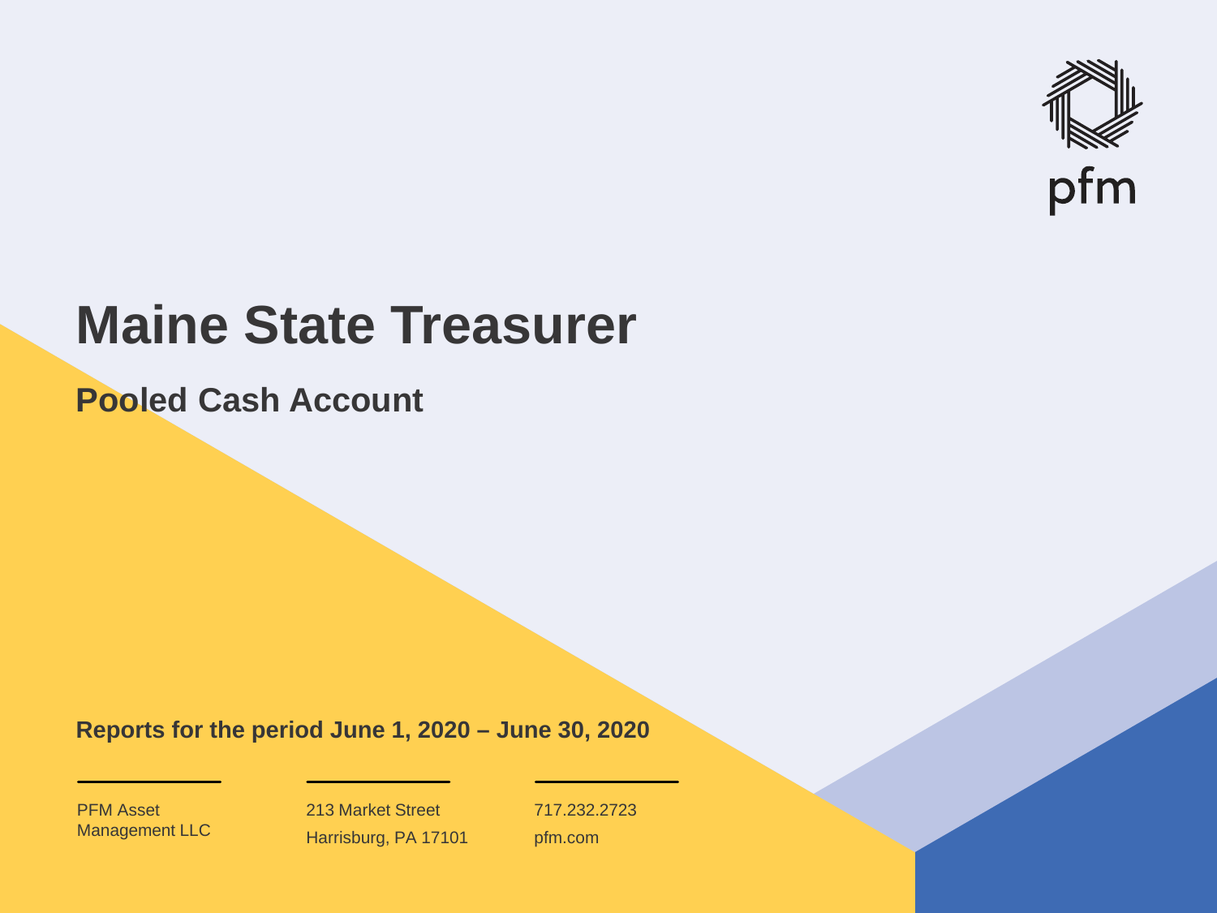pfm

# Maine State Treasurer

## Pooled Cash Account

**Reports for the period June 1, 2020 – June 30, 2020**

PFM Asset Management LLC

213 Market Street
Harrisburg, PA 17101

717.232.2723
pfm.com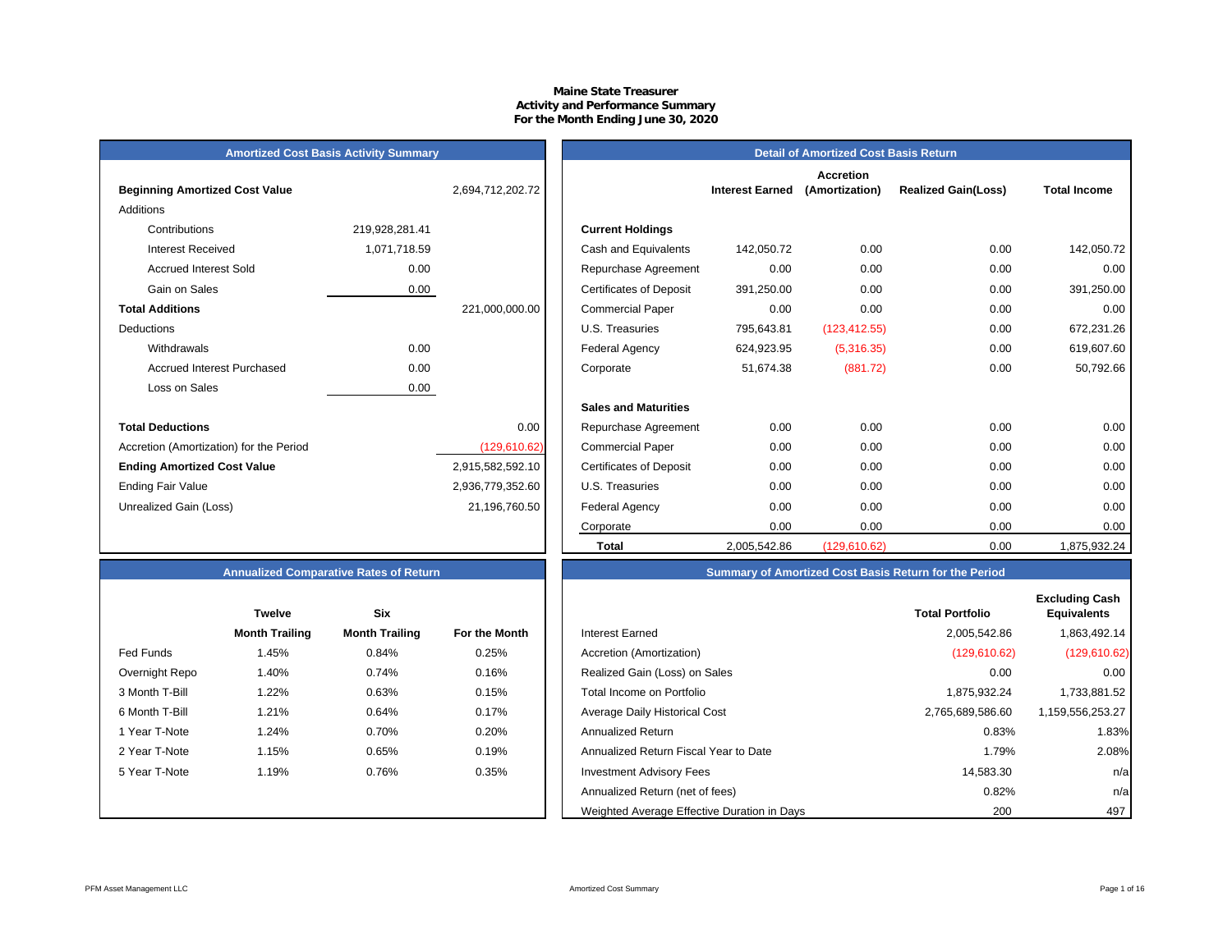**Maine State Treasurer**
**Activity and Performance Summary**
**For the Month Ending June 30, 2020**

## Amortized Cost Basis Activity Summary

| | | |
|---|---|---|
| **Beginning Amortized Cost Value** | | 2,694,712,202.72 |
| Additions | | |
| Contributions | 219,928,281.41 | |
| Interest Received | 1,071,718.59 | |
| Accrued Interest Sold | 0.00 | |
| Gain on Sales | 0.00 | |
| **Total Additions** | | 221,000,000.00 |
| Deductions | | |
| Withdrawals | 0.00 | |
| Accrued Interest Purchased | 0.00 | |
| Loss on Sales | 0.00 | |
| **Total Deductions** | | 0.00 |
| Accretion (Amortization) for the Period | | (129,610.62) |
| **Ending Amortized Cost Value** | | 2,915,582,592.10 |
| Ending Fair Value | | 2,936,779,352.60 |
| Unrealized Gain (Loss) | | 21,196,760.50 |

## Detail of Amortized Cost Basis Return

| | Interest Earned | Accretion (Amortization) | Realized Gain(Loss) | Total Income |
|---|---|---|---|---|
| **Current Holdings** | | | | |
| Cash and Equivalents | 142,050.72 | 0.00 | 0.00 | 142,050.72 |
| Repurchase Agreement | 0.00 | 0.00 | 0.00 | 0.00 |
| Certificates of Deposit | 391,250.00 | 0.00 | 0.00 | 391,250.00 |
| Commercial Paper | 0.00 | 0.00 | 0.00 | 0.00 |
| U.S. Treasuries | 795,643.81 | (123,412.55) | 0.00 | 672,231.26 |
| Federal Agency | 624,923.95 | (5,316.35) | 0.00 | 619,607.60 |
| Corporate | 51,674.38 | (881.72) | 0.00 | 50,792.66 |
| **Sales and Maturities** | | | | |
| Repurchase Agreement | 0.00 | 0.00 | 0.00 | 0.00 |
| Commercial Paper | 0.00 | 0.00 | 0.00 | 0.00 |
| Certificates of Deposit | 0.00 | 0.00 | 0.00 | 0.00 |
| U.S. Treasuries | 0.00 | 0.00 | 0.00 | 0.00 |
| Federal Agency | 0.00 | 0.00 | 0.00 | 0.00 |
| Corporate | 0.00 | 0.00 | 0.00 | 0.00 |
| **Total** | 2,005,542.86 | (129,610.62) | 0.00 | 1,875,932.24 |

## Annualized Comparative Rates of Return

| | Twelve Month Trailing | Six Month Trailing | For the Month |
|---|---|---|---|
| Fed Funds | 1.45% | 0.84% | 0.25% |
| Overnight Repo | 1.40% | 0.74% | 0.16% |
| 3 Month T-Bill | 1.22% | 0.63% | 0.15% |
| 6 Month T-Bill | 1.21% | 0.64% | 0.17% |
| 1 Year T-Note | 1.24% | 0.70% | 0.20% |
| 2 Year T-Note | 1.15% | 0.65% | 0.19% |
| 5 Year T-Note | 1.19% | 0.76% | 0.35% |

## Summary of Amortized Cost Basis Return for the Period

| | Total Portfolio | Excluding Cash Equivalents |
|---|---|---|
| Interest Earned | 2,005,542.86 | 1,863,492.14 |
| Accretion (Amortization) | (129,610.62) | (129,610.62) |
| Realized Gain (Loss) on Sales | 0.00 | 0.00 |
| Total Income on Portfolio | 1,875,932.24 | 1,733,881.52 |
| Average Daily Historical Cost | 2,765,689,586.60 | 1,159,556,253.27 |
| Annualized Return | 0.83% | 1.83% |
| Annualized Return Fiscal Year to Date | 1.79% | 2.08% |
| Investment Advisory Fees | 14,583.30 | n/a |
| Annualized Return (net of fees) | 0.82% | n/a |
| Weighted Average Effective Duration in Days | 200 | 497 |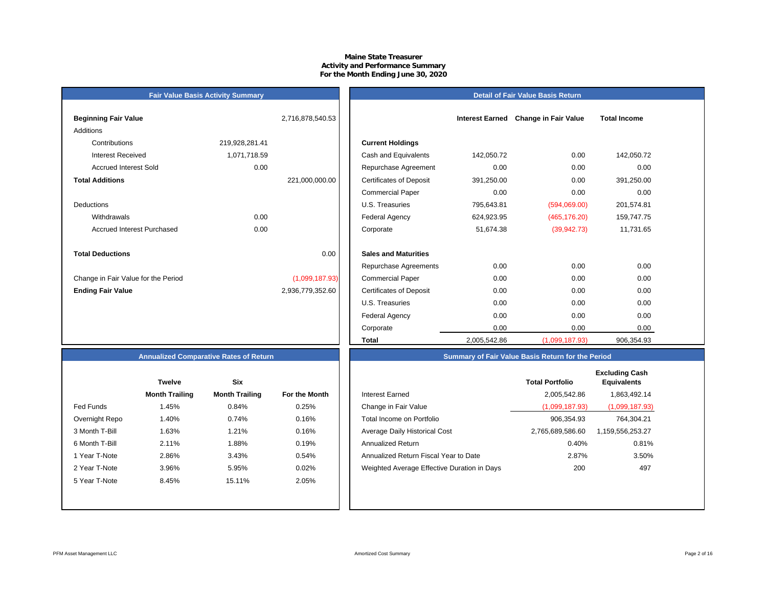# Maine State Treasurer
## Activity and Performance Summary
### For the Month Ending June 30, 2020

### Fair Value Basis Activity Summary

| | | |
|---|---|---|
| **Beginning Fair Value** | | 2,716,878,540.53 |
| Additions | | |
| Contributions | 219,928,281.41 | |
| Interest Received | 1,071,718.59 | |
| Accrued Interest Sold | 0.00 | |
| **Total Additions** | | 221,000,000.00 |
| Deductions | | |
| Withdrawals | 0.00 | |
| Accrued Interest Purchased | 0.00 | |
| **Total Deductions** | | 0.00 |
| Change in Fair Value for the Period | | (1,099,187.93) |
| **Ending Fair Value** | | 2,936,779,352.60 |

### Detail of Fair Value Basis Return

| | Interest Earned | Change in Fair Value | Total Income |
|---|---|---|---|
| **Current Holdings** | | | |
| Cash and Equivalents | 142,050.72 | 0.00 | 142,050.72 |
| Repurchase Agreement | 0.00 | 0.00 | 0.00 |
| Certificates of Deposit | 391,250.00 | 0.00 | 391,250.00 |
| Commercial Paper | 0.00 | 0.00 | 0.00 |
| U.S. Treasuries | 795,643.81 | (594,069.00) | 201,574.81 |
| Federal Agency | 624,923.95 | (465,176.20) | 159,747.75 |
| Corporate | 51,674.38 | (39,942.73) | 11,731.65 |
| **Sales and Maturities** | | | |
| Repurchase Agreements | 0.00 | 0.00 | 0.00 |
| Commercial Paper | 0.00 | 0.00 | 0.00 |
| Certificates of Deposit | 0.00 | 0.00 | 0.00 |
| U.S. Treasuries | 0.00 | 0.00 | 0.00 |
| Federal Agency | 0.00 | 0.00 | 0.00 |
| Corporate | 0.00 | 0.00 | 0.00 |
| **Total** | 2,005,542.86 | (1,099,187.93) | 906,354.93 |

### Annualized Comparative Rates of Return

| | Twelve Month Trailing | Six Month Trailing | For the Month |
|---|---|---|---|
| Fed Funds | 1.45% | 0.84% | 0.25% |
| Overnight Repo | 1.40% | 0.74% | 0.16% |
| 3 Month T-Bill | 1.63% | 1.21% | 0.16% |
| 6 Month T-Bill | 2.11% | 1.88% | 0.19% |
| 1 Year T-Note | 2.86% | 3.43% | 0.54% |
| 2 Year T-Note | 3.96% | 5.95% | 0.02% |
| 5 Year T-Note | 8.45% | 15.11% | 2.05% |

### Summary of Fair Value Basis Return for the Period

| | Total Portfolio | Excluding Cash Equivalents |
|---|---|---|
| Interest Earned | 2,005,542.86 | 1,863,492.14 |
| Change in Fair Value | (1,099,187.93) | (1,099,187.93) |
| Total Income on Portfolio | 906,354.93 | 764,304.21 |
| Average Daily Historical Cost | 2,765,689,586.60 | 1,159,556,253.27 |
| Annualized Return | 0.40% | 0.81% |
| Annualized Return Fiscal Year to Date | 2.87% | 3.50% |
| Weighted Average Effective Duration in Days | 200 | 497 |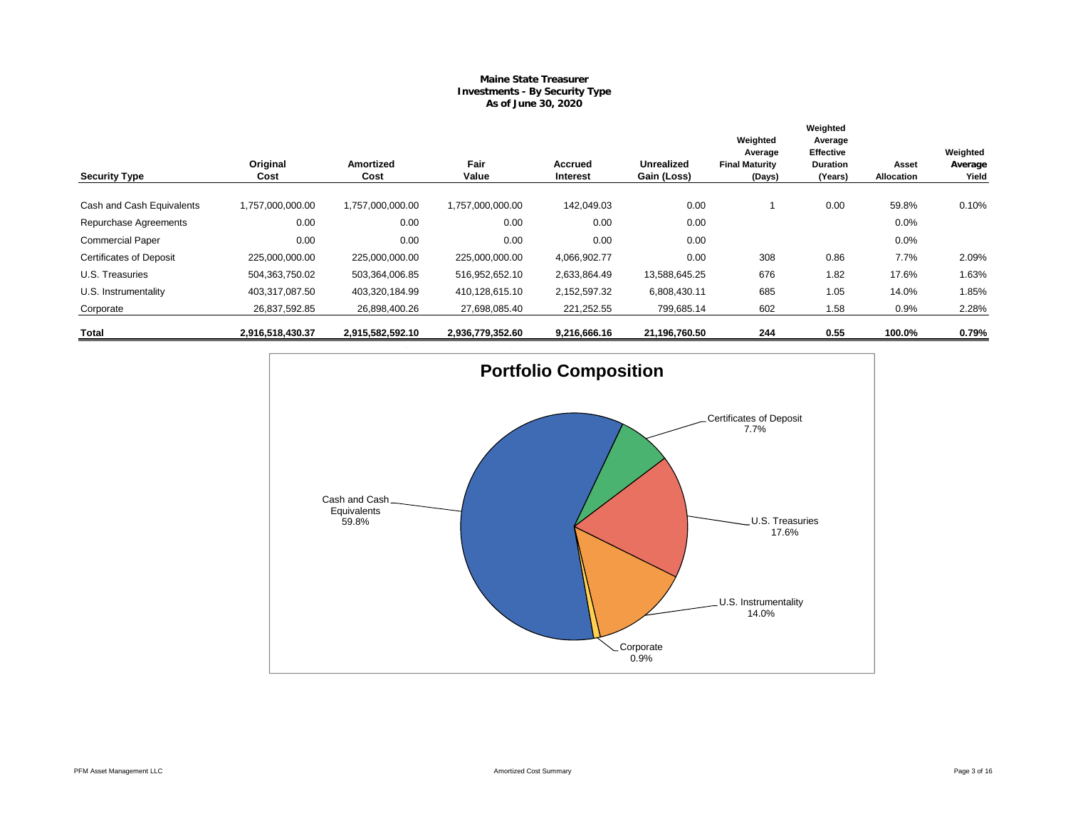**Maine State Treasurer**
**Investments - By Security Type**
**As of June 30, 2020**

| Security Type | Original Cost | Amortized Cost | Fair Value | Accrued Interest | Unrealized Gain (Loss) | Weighted Average Final Maturity (Days) | Weighted Average Effective Duration (Years) | Asset Allocation | Weighted Average Yield |
|---|---|---|---|---|---|---|---|---|---|
| Cash and Cash Equivalents | 1,757,000,000.00 | 1,757,000,000.00 | 1,757,000,000.00 | 142,049.03 | 0.00 | 1 | 0.00 | 59.8% | 0.10% |
| Repurchase Agreements | 0.00 | 0.00 | 0.00 | 0.00 | 0.00 | | | 0.0% | |
| Commercial Paper | 0.00 | 0.00 | 0.00 | 0.00 | 0.00 | | | 0.0% | |
| Certificates of Deposit | 225,000,000.00 | 225,000,000.00 | 225,000,000.00 | 4,066,902.77 | 0.00 | 308 | 0.86 | 7.7% | 2.09% |
| U.S. Treasuries | 504,363,750.02 | 503,364,006.85 | 516,952,652.10 | 2,633,864.49 | 13,588,645.25 | 676 | 1.82 | 17.6% | 1.63% |
| U.S. Instrumentality | 403,317,087.50 | 403,320,184.99 | 410,128,615.10 | 2,152,597.32 | 6,808,430.11 | 685 | 1.05 | 14.0% | 1.85% |
| Corporate | 26,837,592.85 | 26,898,400.26 | 27,698,085.40 | 221,252.55 | 799,685.14 | 602 | 1.58 | 0.9% | 2.28% |
| **Total** | **2,916,518,430.37** | **2,915,582,592.10** | **2,936,779,352.60** | **9,216,666.16** | **21,196,760.50** | **244** | **0.55** | **100.0%** | **0.79%** |

**Portfolio Composition**

Cash and Cash Equivalents 59.8%
Certificates of Deposit 7.7%
U.S. Treasuries 17.6%
U.S. Instrumentality 14.0%
Corporate 0.9%

PFM Asset Management LLC — Amortized Cost Summary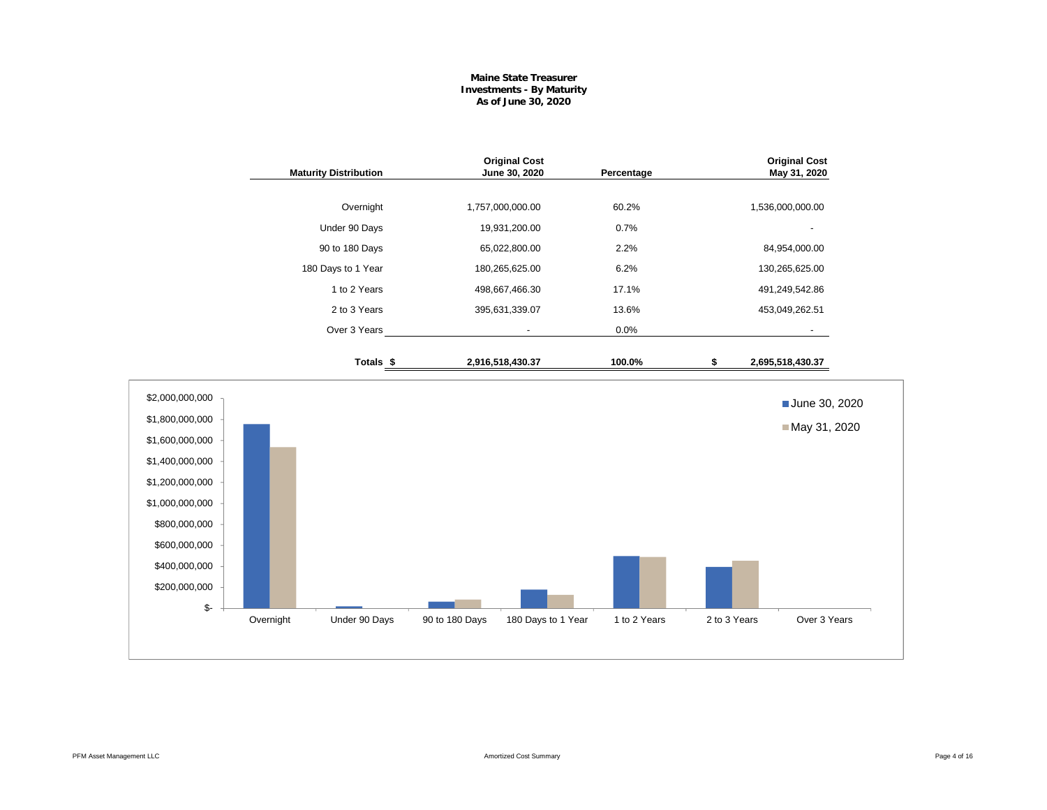**Maine State Treasurer**
**Investments - By Maturity**
**As of June 30, 2020**

| Maturity Distribution | Original Cost June 30, 2020 | Percentage | Original Cost May 31, 2020 |
|---|---|---|---|
| Overnight | 1,757,000,000.00 | 60.2% | 1,536,000,000.00 |
| Under 90 Days | 19,931,200.00 | 0.7% | - |
| 90 to 180 Days | 65,022,800.00 | 2.2% | 84,954,000.00 |
| 180 Days to 1 Year | 180,265,625.00 | 6.2% | 130,265,625.00 |
| 1 to 2 Years | 498,667,466.30 | 17.1% | 491,249,542.86 |
| 2 to 3 Years | 395,631,339.07 | 13.6% | 453,049,262.51 |
| Over 3 Years | - | 0.0% | - |
| **Totals** | **$ 2,916,518,430.37** | **100.0%** | **$ 2,695,518,430.37** |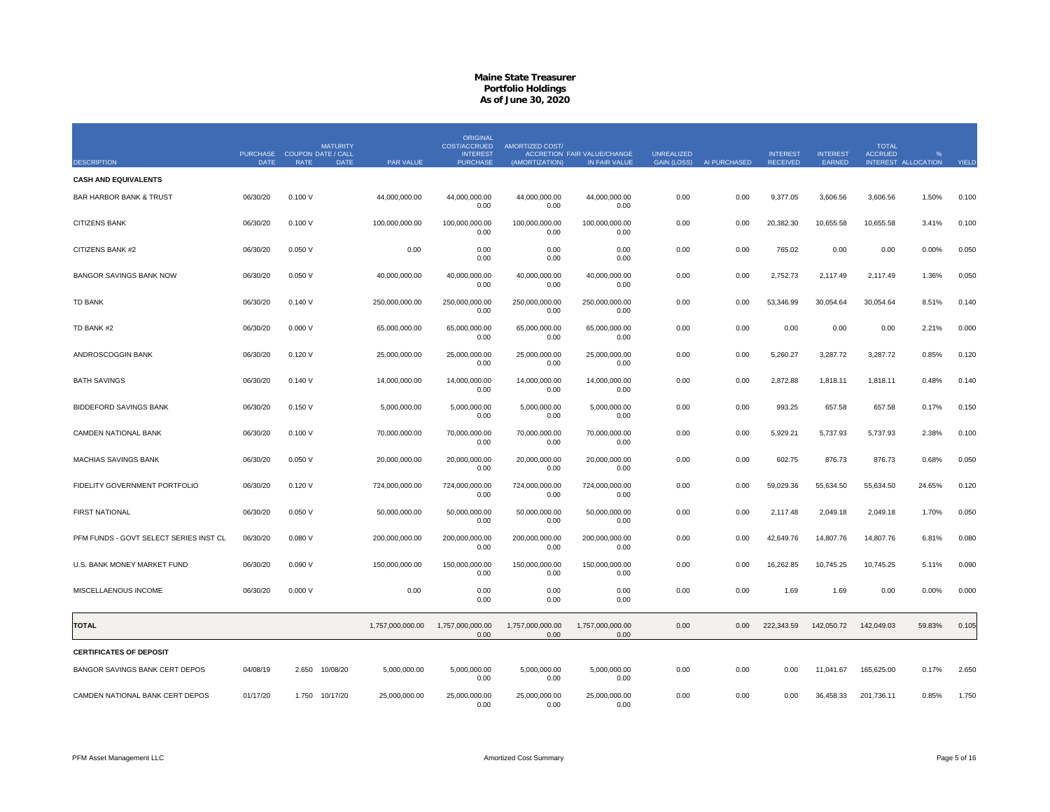# Maine State Treasurer
## Portfolio Holdings
### As of June 30, 2020

| DESCRIPTION | PURCHASE DATE | COUPON RATE | MATURITY DATE / CALL DATE | PAR VALUE | ORIGINAL COST/ACCRUED INTEREST PURCHASE | AMORTIZED COST/ ACCRETION (AMORTIZATION) | FAIR VALUE/CHANGE IN FAIR VALUE | UNREALIZED GAIN (LOSS) | AI PURCHASED | INTEREST RECEIVED | INTEREST EARNED | TOTAL ACCRUED INTEREST | % ALLOCATION | YIELD |
|---|---|---|---|---|---|---|---|---|---|---|---|---|---|---|
| **CASH AND EQUIVALENTS** | | | | | | | | | | | | | | |
| BAR HARBOR BANK & TRUST | 06/30/20 | 0.100 V | | 44,000,000.00 | 44,000,000.00<br>0.00 | 44,000,000.00<br>0.00 | 44,000,000.00<br>0.00 | 0.00 | 0.00 | 9,377.05 | 3,606.56 | 3,606.56 | 1.50% | 0.100 |
| CITIZENS BANK | 06/30/20 | 0.100 V | | 100,000,000.00 | 100,000,000.00<br>0.00 | 100,000,000.00<br>0.00 | 100,000,000.00<br>0.00 | 0.00 | 0.00 | 20,382.30 | 10,655.58 | 10,655.58 | 3.41% | 0.100 |
| CITIZENS BANK #2 | 06/30/20 | 0.050 V | | 0.00 | 0.00<br>0.00 | 0.00<br>0.00 | 0.00<br>0.00 | 0.00 | 0.00 | 765.02 | 0.00 | 0.00 | 0.00% | 0.050 |
| BANGOR SAVINGS BANK NOW | 06/30/20 | 0.050 V | | 40,000,000.00 | 40,000,000.00<br>0.00 | 40,000,000.00<br>0.00 | 40,000,000.00<br>0.00 | 0.00 | 0.00 | 2,752.73 | 2,117.49 | 2,117.49 | 1.36% | 0.050 |
| TD BANK | 06/30/20 | 0.140 V | | 250,000,000.00 | 250,000,000.00<br>0.00 | 250,000,000.00<br>0.00 | 250,000,000.00<br>0.00 | 0.00 | 0.00 | 53,346.99 | 30,054.64 | 30,054.64 | 8.51% | 0.140 |
| TD BANK #2 | 06/30/20 | 0.000 V | | 65,000,000.00 | 65,000,000.00<br>0.00 | 65,000,000.00<br>0.00 | 65,000,000.00<br>0.00 | 0.00 | 0.00 | 0.00 | 0.00 | 0.00 | 2.21% | 0.000 |
| ANDROSCOGGIN BANK | 06/30/20 | 0.120 V | | 25,000,000.00 | 25,000,000.00<br>0.00 | 25,000,000.00<br>0.00 | 25,000,000.00<br>0.00 | 0.00 | 0.00 | 5,260.27 | 3,287.72 | 3,287.72 | 0.85% | 0.120 |
| BATH SAVINGS | 06/30/20 | 0.140 V | | 14,000,000.00 | 14,000,000.00<br>0.00 | 14,000,000.00<br>0.00 | 14,000,000.00<br>0.00 | 0.00 | 0.00 | 2,872.88 | 1,818.11 | 1,818.11 | 0.48% | 0.140 |
| BIDDEFORD SAVINGS BANK | 06/30/20 | 0.150 V | | 5,000,000.00 | 5,000,000.00<br>0.00 | 5,000,000.00<br>0.00 | 5,000,000.00<br>0.00 | 0.00 | 0.00 | 993.25 | 657.58 | 657.58 | 0.17% | 0.150 |
| CAMDEN NATIONAL BANK | 06/30/20 | 0.100 V | | 70,000,000.00 | 70,000,000.00<br>0.00 | 70,000,000.00<br>0.00 | 70,000,000.00<br>0.00 | 0.00 | 0.00 | 5,929.21 | 5,737.93 | 5,737.93 | 2.38% | 0.100 |
| MACHIAS SAVINGS BANK | 06/30/20 | 0.050 V | | 20,000,000.00 | 20,000,000.00<br>0.00 | 20,000,000.00<br>0.00 | 20,000,000.00<br>0.00 | 0.00 | 0.00 | 602.75 | 876.73 | 876.73 | 0.68% | 0.050 |
| FIDELITY GOVERNMENT PORTFOLIO | 06/30/20 | 0.120 V | | 724,000,000.00 | 724,000,000.00<br>0.00 | 724,000,000.00<br>0.00 | 724,000,000.00<br>0.00 | 0.00 | 0.00 | 59,029.36 | 55,634.50 | 55,634.50 | 24.65% | 0.120 |
| FIRST NATIONAL | 06/30/20 | 0.050 V | | 50,000,000.00 | 50,000,000.00<br>0.00 | 50,000,000.00<br>0.00 | 50,000,000.00<br>0.00 | 0.00 | 0.00 | 2,117.48 | 2,049.18 | 2,049.18 | 1.70% | 0.050 |
| PFM FUNDS - GOVT SELECT SERIES INST CL | 06/30/20 | 0.080 V | | 200,000,000.00 | 200,000,000.00<br>0.00 | 200,000,000.00<br>0.00 | 200,000,000.00<br>0.00 | 0.00 | 0.00 | 42,649.76 | 14,807.76 | 14,807.76 | 6.81% | 0.080 |
| U.S. BANK MONEY MARKET FUND | 06/30/20 | 0.090 V | | 150,000,000.00 | 150,000,000.00<br>0.00 | 150,000,000.00<br>0.00 | 150,000,000.00<br>0.00 | 0.00 | 0.00 | 16,262.85 | 10,745.25 | 10,745.25 | 5.11% | 0.090 |
| MISCELLAENOUS INCOME | 06/30/20 | 0.000 V | | 0.00 | 0.00<br>0.00 | 0.00<br>0.00 | 0.00<br>0.00 | 0.00 | 0.00 | 1.69 | 1.69 | 0.00 | 0.00% | 0.000 |
| **TOTAL** | | | | 1,757,000,000.00 | 1,757,000,000.00<br>0.00 | 1,757,000,000.00<br>0.00 | 1,757,000,000.00<br>0.00 | 0.00 | 0.00 | 222,343.59 | 142,050.72 | 142,049.03 | 59.83% | 0.105 |
| **CERTIFICATES OF DEPOSIT** | | | | | | | | | | | | | | |
| BANGOR SAVINGS BANK CERT DEPOS | 04/08/19 | 2.650 | 10/08/20 | 5,000,000.00 | 5,000,000.00<br>0.00 | 5,000,000.00<br>0.00 | 5,000,000.00<br>0.00 | 0.00 | 0.00 | 0.00 | 11,041.67 | 165,625.00 | 0.17% | 2.650 |
| CAMDEN NATIONAL BANK CERT DEPOS | 01/17/20 | 1.750 | 10/17/20 | 25,000,000.00 | 25,000,000.00<br>0.00 | 25,000,000.00<br>0.00 | 25,000,000.00<br>0.00 | 0.00 | 0.00 | 0.00 | 36,458.33 | 201,736.11 | 0.85% | 1.750 |

PFM Asset Management LLC — Amortized Cost Summary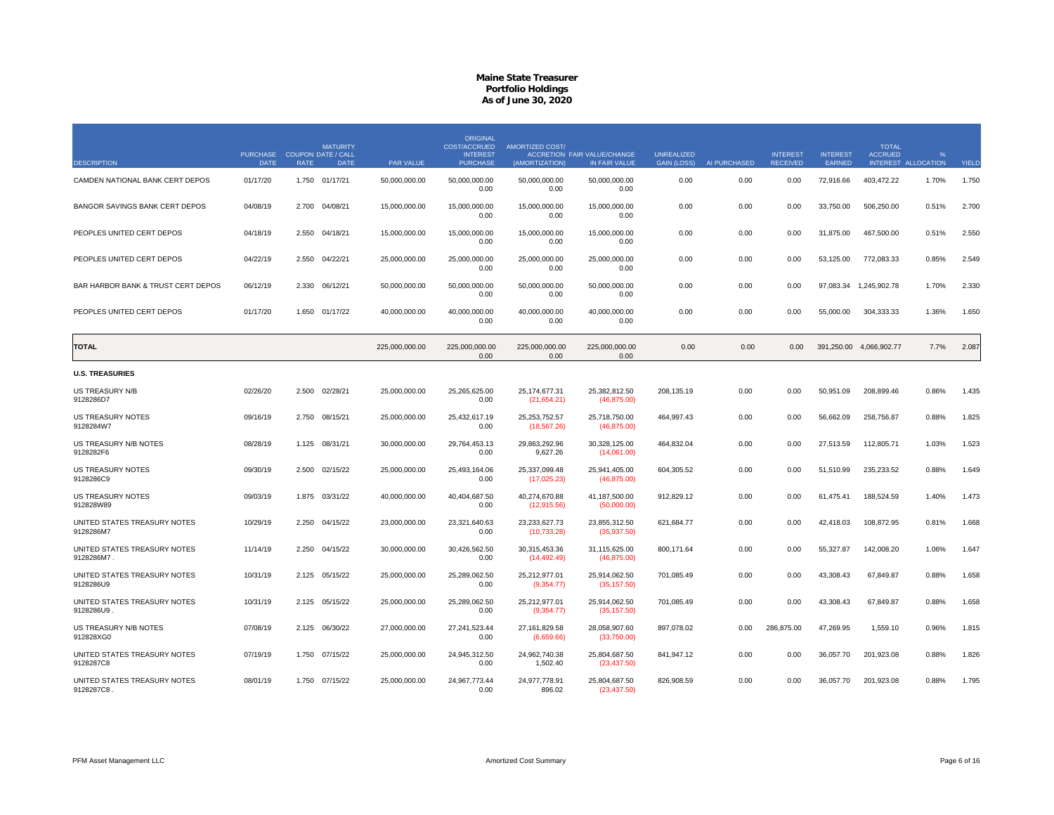# Maine State Treasurer
## Portfolio Holdings
### As of June 30, 2020

| DESCRIPTION | PURCHASE DATE | COUPON RATE | MATURITY DATE / CALL DATE | PAR VALUE | ORIGINAL COST/ACCRUED INTEREST PURCHASE | AMORTIZED COST/ ACCRETION (AMORTIZATION) | FAIR VALUE/CHANGE IN FAIR VALUE | UNREALIZED GAIN (LOSS) | AI PURCHASED | INTEREST RECEIVED | INTEREST EARNED | TOTAL ACCRUED INTEREST | % ALLOCATION | YIELD |
|---|---|---|---|---|---|---|---|---|---|---|---|---|---|---|
| CAMDEN NATIONAL BANK CERT DEPOS | 01/17/20 | 1.750 | 01/17/21 | 50,000,000.00 | 50,000,000.00<br>0.00 | 50,000,000.00<br>0.00 | 50,000,000.00<br>0.00 | 0.00 | 0.00 | 0.00 | 72,916.66 | 403,472.22 | 1.70% | 1.750 |
| BANGOR SAVINGS BANK CERT DEPOS | 04/08/19 | 2.700 | 04/08/21 | 15,000,000.00 | 15,000,000.00<br>0.00 | 15,000,000.00<br>0.00 | 15,000,000.00<br>0.00 | 0.00 | 0.00 | 0.00 | 33,750.00 | 506,250.00 | 0.51% | 2.700 |
| PEOPLES UNITED CERT DEPOS | 04/18/19 | 2.550 | 04/18/21 | 15,000,000.00 | 15,000,000.00<br>0.00 | 15,000,000.00<br>0.00 | 15,000,000.00<br>0.00 | 0.00 | 0.00 | 0.00 | 31,875.00 | 467,500.00 | 0.51% | 2.550 |
| PEOPLES UNITED CERT DEPOS | 04/22/19 | 2.550 | 04/22/21 | 25,000,000.00 | 25,000,000.00<br>0.00 | 25,000,000.00<br>0.00 | 25,000,000.00<br>0.00 | 0.00 | 0.00 | 0.00 | 53,125.00 | 772,083.33 | 0.85% | 2.549 |
| BAR HARBOR BANK & TRUST CERT DEPOS | 06/12/19 | 2.330 | 06/12/21 | 50,000,000.00 | 50,000,000.00<br>0.00 | 50,000,000.00<br>0.00 | 50,000,000.00<br>0.00 | 0.00 | 0.00 | 0.00 | 97,083.34 | 1,245,902.78 | 1.70% | 2.330 |
| PEOPLES UNITED CERT DEPOS | 01/17/20 | 1.650 | 01/17/22 | 40,000,000.00 | 40,000,000.00<br>0.00 | 40,000,000.00<br>0.00 | 40,000,000.00<br>0.00 | 0.00 | 0.00 | 0.00 | 55,000.00 | 304,333.33 | 1.36% | 1.650 |
| **TOTAL** | | | | 225,000,000.00 | 225,000,000.00<br>0.00 | 225,000,000.00<br>0.00 | 225,000,000.00<br>0.00 | 0.00 | 0.00 | 0.00 | 391,250.00 | 4,066,902.77 | 7.7% | 2.087 |
| **U.S. TREASURIES** | | | | | | | | | | | | | | |
| US TREASURY N/B<br>9128286D7 | 02/26/20 | 2.500 | 02/28/21 | 25,000,000.00 | 25,265,625.00<br>0.00 | 25,174,677.31<br>(21,654.21) | 25,382,812.50<br>(46,875.00) | 208,135.19 | 0.00 | 0.00 | 50,951.09 | 208,899.46 | 0.86% | 1.435 |
| US TREASURY NOTES<br>9128284W7 | 09/16/19 | 2.750 | 08/15/21 | 25,000,000.00 | 25,432,617.19<br>0.00 | 25,253,752.57<br>(18,567.26) | 25,718,750.00<br>(46,875.00) | 464,997.43 | 0.00 | 0.00 | 56,662.09 | 258,756.87 | 0.88% | 1.825 |
| US TREASURY N/B NOTES<br>9128282F6 | 08/28/19 | 1.125 | 08/31/21 | 30,000,000.00 | 29,764,453.13<br>0.00 | 29,863,292.96<br>9,627.26 | 30,328,125.00<br>(14,061.00) | 464,832.04 | 0.00 | 0.00 | 27,513.59 | 112,805.71 | 1.03% | 1.523 |
| US TREASURY NOTES<br>9128286C9 | 09/30/19 | 2.500 | 02/15/22 | 25,000,000.00 | 25,493,164.06<br>0.00 | 25,337,099.48<br>(17,025.23) | 25,941,405.00<br>(46,875.00) | 604,305.52 | 0.00 | 0.00 | 51,510.99 | 235,233.52 | 0.88% | 1.649 |
| US TREASURY NOTES<br>912828W89 | 09/03/19 | 1.875 | 03/31/22 | 40,000,000.00 | 40,404,687.50<br>0.00 | 40,274,670.88<br>(12,915.56) | 41,187,500.00<br>(50,000.00) | 912,829.12 | 0.00 | 0.00 | 61,475.41 | 188,524.59 | 1.40% | 1.473 |
| UNITED STATES TREASURY NOTES<br>9128286M7 | 10/29/19 | 2.250 | 04/15/22 | 23,000,000.00 | 23,321,640.63<br>0.00 | 23,233,627.73<br>(10,733.28) | 23,855,312.50<br>(35,937.50) | 621,684.77 | 0.00 | 0.00 | 42,418.03 | 108,872.95 | 0.81% | 1.668 |
| UNITED STATES TREASURY NOTES<br>9128286M7 . | 11/14/19 | 2.250 | 04/15/22 | 30,000,000.00 | 30,426,562.50<br>0.00 | 30,315,453.36<br>(14,492.49) | 31,115,625.00<br>(46,875.00) | 800,171.64 | 0.00 | 0.00 | 55,327.87 | 142,008.20 | 1.06% | 1.647 |
| UNITED STATES TREASURY NOTES<br>9128286U9 | 10/31/19 | 2.125 | 05/15/22 | 25,000,000.00 | 25,289,062.50<br>0.00 | 25,212,977.01<br>(9,354.77) | 25,914,062.50<br>(35,157.50) | 701,085.49 | 0.00 | 0.00 | 43,308.43 | 67,849.87 | 0.88% | 1.658 |
| UNITED STATES TREASURY NOTES<br>9128286U9 . | 10/31/19 | 2.125 | 05/15/22 | 25,000,000.00 | 25,289,062.50<br>0.00 | 25,212,977.01<br>(9,354.77) | 25,914,062.50<br>(35,157.50) | 701,085.49 | 0.00 | 0.00 | 43,308.43 | 67,849.87 | 0.88% | 1.658 |
| US TREASURY N/B NOTES<br>912828XG0 | 07/08/19 | 2.125 | 06/30/22 | 27,000,000.00 | 27,241,523.44<br>0.00 | 27,161,829.58<br>(6,659.66) | 28,058,907.60<br>(33,750.00) | 897,078.02 | 0.00 | 286,875.00 | 47,269.95 | 1,559.10 | 0.96% | 1.815 |
| UNITED STATES TREASURY NOTES<br>9128287C8 | 07/19/19 | 1.750 | 07/15/22 | 25,000,000.00 | 24,945,312.50<br>0.00 | 24,962,740.38<br>1,502.40 | 25,804,687.50<br>(23,437.50) | 841,947.12 | 0.00 | 0.00 | 36,057.70 | 201,923.08 | 0.88% | 1.826 |
| UNITED STATES TREASURY NOTES<br>9128287C8 . | 08/01/19 | 1.750 | 07/15/22 | 25,000,000.00 | 24,967,773.44<br>0.00 | 24,977,778.91<br>896.02 | 25,804,687.50<br>(23,437.50) | 826,908.59 | 0.00 | 0.00 | 36,057.70 | 201,923.08 | 0.88% | 1.795 |

PFM Asset Management LLC — Amortized Cost Summary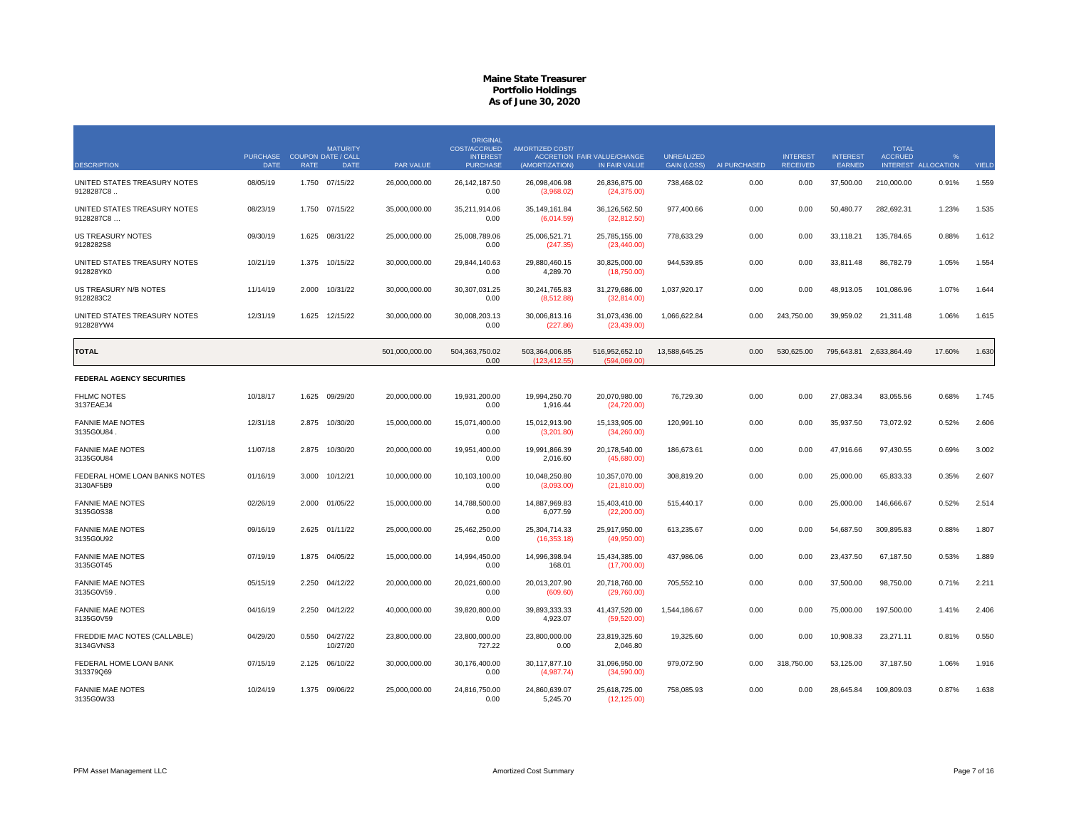# Maine State Treasurer
## Portfolio Holdings
### As of June 30, 2020

| DESCRIPTION | PURCHASE DATE | COUPON RATE | MATURITY DATE / CALL DATE | PAR VALUE | ORIGINAL COST/ACCRUED INTEREST PURCHASE | AMORTIZED COST/ ACCRETION (AMORTIZATION) | FAIR VALUE/CHANGE IN FAIR VALUE | UNREALIZED GAIN (LOSS) | AI PURCHASED | INTEREST RECEIVED | INTEREST EARNED | TOTAL ACCRUED INTEREST | % ALLOCATION | YIELD |
|---|---|---|---|---|---|---|---|---|---|---|---|---|---|---|
| UNITED STATES TREASURY NOTES 9128287C8 .. | 08/05/19 | 1.750 | 07/15/22 | 26,000,000.00 | 26,142,187.50<br>0.00 | 26,098,406.98<br>(3,968.02) | 26,836,875.00<br>(24,375.00) | 738,468.02 | 0.00 | 0.00 | 37,500.00 | 210,000.00 | 0.91% | 1.559 |
| UNITED STATES TREASURY NOTES 9128287C8 ... | 08/23/19 | 1.750 | 07/15/22 | 35,000,000.00 | 35,211,914.06<br>0.00 | 35,149,161.84<br>(6,014.59) | 36,126,562.50<br>(32,812.50) | 977,400.66 | 0.00 | 0.00 | 50,480.77 | 282,692.31 | 1.23% | 1.535 |
| US TREASURY NOTES 9128282S8 | 09/30/19 | 1.625 | 08/31/22 | 25,000,000.00 | 25,008,789.06<br>0.00 | 25,006,521.71<br>(247.35) | 25,785,155.00<br>(23,440.00) | 778,633.29 | 0.00 | 0.00 | 33,118.21 | 135,784.65 | 0.88% | 1.612 |
| UNITED STATES TREASURY NOTES 912828YK0 | 10/21/19 | 1.375 | 10/15/22 | 30,000,000.00 | 29,844,140.63<br>0.00 | 29,880,460.15<br>4,289.70 | 30,825,000.00<br>(18,750.00) | 944,539.85 | 0.00 | 0.00 | 33,811.48 | 86,782.79 | 1.05% | 1.554 |
| US TREASURY N/B NOTES 9128283C2 | 11/14/19 | 2.000 | 10/31/22 | 30,000,000.00 | 30,307,031.25<br>0.00 | 30,241,765.83<br>(8,512.88) | 31,279,686.00<br>(32,814.00) | 1,037,920.17 | 0.00 | 0.00 | 48,913.05 | 101,086.96 | 1.07% | 1.644 |
| UNITED STATES TREASURY NOTES 912828YW4 | 12/31/19 | 1.625 | 12/15/22 | 30,000,000.00 | 30,008,203.13<br>0.00 | 30,006,813.16<br>(227.86) | 31,073,436.00<br>(23,439.00) | 1,066,622.84 | 0.00 | 243,750.00 | 39,959.02 | 21,311.48 | 1.06% | 1.615 |
| **TOTAL** | | | | 501,000,000.00 | 504,363,750.02<br>0.00 | 503,364,006.85<br>(123,412.55) | 516,952,652.10<br>(594,069.00) | 13,588,645.25 | 0.00 | 530,625.00 | 795,643.81 | 2,633,864.49 | 17.60% | 1.630 |
| **FEDERAL AGENCY SECURITIES** | | | | | | | | | | | | | | |
| FHLMC NOTES 3137EAEJ4 | 10/18/17 | 1.625 | 09/29/20 | 20,000,000.00 | 19,931,200.00<br>0.00 | 19,994,250.70<br>1,916.44 | 20,070,980.00<br>(24,720.00) | 76,729.30 | 0.00 | 0.00 | 27,083.34 | 83,055.56 | 0.68% | 1.745 |
| FANNIE MAE NOTES 3135G0U84 . | 12/31/18 | 2.875 | 10/30/20 | 15,000,000.00 | 15,071,400.00<br>0.00 | 15,012,913.90<br>(3,201.80) | 15,133,905.00<br>(34,260.00) | 120,991.10 | 0.00 | 0.00 | 35,937.50 | 73,072.92 | 0.52% | 2.606 |
| FANNIE MAE NOTES 3135G0U84 | 11/07/18 | 2.875 | 10/30/20 | 20,000,000.00 | 19,951,400.00<br>0.00 | 19,991,866.39<br>2,016.60 | 20,178,540.00<br>(45,680.00) | 186,673.61 | 0.00 | 0.00 | 47,916.66 | 97,430.55 | 0.69% | 3.002 |
| FEDERAL HOME LOAN BANKS NOTES 3130AF5B9 | 01/16/19 | 3.000 | 10/12/21 | 10,000,000.00 | 10,103,100.00<br>0.00 | 10,048,250.80<br>(3,093.00) | 10,357,070.00<br>(21,810.00) | 308,819.20 | 0.00 | 0.00 | 25,000.00 | 65,833.33 | 0.35% | 2.607 |
| FANNIE MAE NOTES 3135G0S38 | 02/26/19 | 2.000 | 01/05/22 | 15,000,000.00 | 14,788,500.00<br>0.00 | 14,887,969.83<br>6,077.59 | 15,403,410.00<br>(22,200.00) | 515,440.17 | 0.00 | 0.00 | 25,000.00 | 146,666.67 | 0.52% | 2.514 |
| FANNIE MAE NOTES 3135G0U92 | 09/16/19 | 2.625 | 01/11/22 | 25,000,000.00 | 25,462,250.00<br>0.00 | 25,304,714.33<br>(16,353.18) | 25,917,950.00<br>(49,950.00) | 613,235.67 | 0.00 | 0.00 | 54,687.50 | 309,895.83 | 0.88% | 1.807 |
| FANNIE MAE NOTES 3135G0T45 | 07/19/19 | 1.875 | 04/05/22 | 15,000,000.00 | 14,994,450.00<br>0.00 | 14,996,398.94<br>168.01 | 15,434,385.00<br>(17,700.00) | 437,986.06 | 0.00 | 0.00 | 23,437.50 | 67,187.50 | 0.53% | 1.889 |
| FANNIE MAE NOTES 3135G0V59 . | 05/15/19 | 2.250 | 04/12/22 | 20,000,000.00 | 20,021,600.00<br>0.00 | 20,013,207.90<br>(609.60) | 20,718,760.00<br>(29,760.00) | 705,552.10 | 0.00 | 0.00 | 37,500.00 | 98,750.00 | 0.71% | 2.211 |
| FANNIE MAE NOTES 3135G0V59 | 04/16/19 | 2.250 | 04/12/22 | 40,000,000.00 | 39,820,800.00<br>0.00 | 39,893,333.33<br>4,923.07 | 41,437,520.00<br>(59,520.00) | 1,544,186.67 | 0.00 | 0.00 | 75,000.00 | 197,500.00 | 1.41% | 2.406 |
| FREDDIE MAC NOTES (CALLABLE) 3134GVNS3 | 04/29/20 | 0.550 | 04/27/22<br>10/27/20 | 23,800,000.00 | 23,800,000.00<br>727.22 | 23,800,000.00<br>0.00 | 23,819,325.60<br>2,046.80 | 19,325.60 | 0.00 | 0.00 | 10,908.33 | 23,271.11 | 0.81% | 0.550 |
| FEDERAL HOME LOAN BANK 313379Q69 | 07/15/19 | 2.125 | 06/10/22 | 30,000,000.00 | 30,176,400.00<br>0.00 | 30,117,877.10<br>(4,987.74) | 31,096,950.00<br>(34,590.00) | 979,072.90 | 0.00 | 318,750.00 | 53,125.00 | 37,187.50 | 1.06% | 1.916 |
| FANNIE MAE NOTES 3135G0W33 | 10/24/19 | 1.375 | 09/06/22 | 25,000,000.00 | 24,816,750.00<br>0.00 | 24,860,639.07<br>5,245.70 | 25,618,725.00<br>(12,125.00) | 758,085.93 | 0.00 | 0.00 | 28,645.84 | 109,809.03 | 0.87% | 1.638 |

PFM Asset Management LLC — Amortized Cost Summary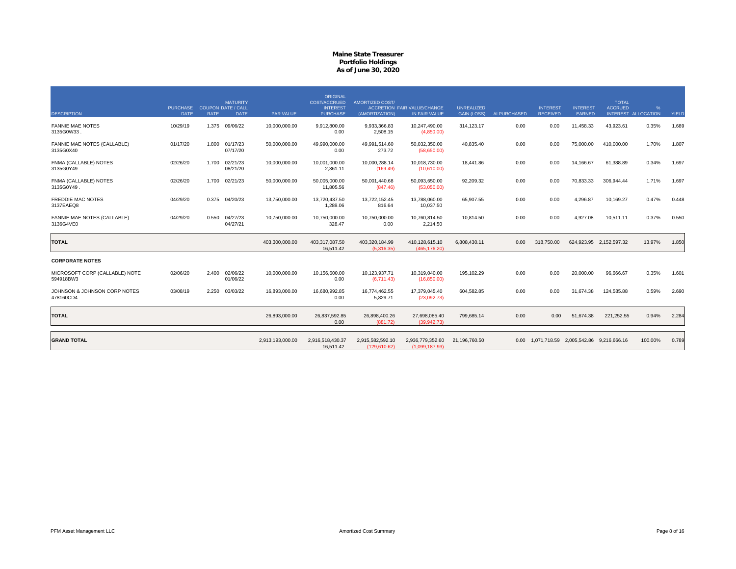# Maine State Treasurer
## Portfolio Holdings
### As of June 30, 2020

| DESCRIPTION | PURCHASE DATE | COUPON RATE | MATURITY DATE / CALL DATE | PAR VALUE | ORIGINAL COST/ACCRUED INTEREST PURCHASE | AMORTIZED COST/ (AMORTIZATION) | ACCRETION FAIR VALUE/CHANGE IN FAIR VALUE | UNREALIZED GAIN (LOSS) | AI PURCHASED | INTEREST RECEIVED | INTEREST EARNED | TOTAL ACCRUED INTEREST | % ALLOCATION | YIELD |
|---|---|---|---|---|---|---|---|---|---|---|---|---|---|---|
| FANNIE MAE NOTES 3135G0W33 . | 10/29/19 | 1.375 | 09/06/22 | 10,000,000.00 | 9,912,800.00 0.00 | 9,933,366.83 2,508.15 | 10,247,490.00 (4,850.00) | 314,123.17 | 0.00 | 0.00 | 11,458.33 | 43,923.61 | 0.35% | 1.689 |
| FANNIE MAE NOTES (CALLABLE) 3135G0X40 | 01/17/20 | 1.800 | 01/17/23 07/17/20 | 50,000,000.00 | 49,990,000.00 0.00 | 49,991,514.60 273.72 | 50,032,350.00 (58,650.00) | 40,835.40 | 0.00 | 0.00 | 75,000.00 | 410,000.00 | 1.70% | 1.807 |
| FNMA (CALLABLE) NOTES 3135G0Y49 | 02/26/20 | 1.700 | 02/21/23 08/21/20 | 10,000,000.00 | 10,001,000.00 2,361.11 | 10,000,288.14 (169.49) | 10,018,730.00 (10,610.00) | 18,441.86 | 0.00 | 0.00 | 14,166.67 | 61,388.89 | 0.34% | 1.697 |
| FNMA (CALLABLE) NOTES 3135G0Y49 . | 02/26/20 | 1.700 | 02/21/23 | 50,000,000.00 | 50,005,000.00 11,805.56 | 50,001,440.68 (847.46) | 50,093,650.00 (53,050.00) | 92,209.32 | 0.00 | 0.00 | 70,833.33 | 306,944.44 | 1.71% | 1.697 |
| FREDDIE MAC NOTES 3137EAEQ8 | 04/29/20 | 0.375 | 04/20/23 | 13,750,000.00 | 13,720,437.50 1,289.06 | 13,722,152.45 816.64 | 13,788,060.00 10,037.50 | 65,907.55 | 0.00 | 0.00 | 4,296.87 | 10,169.27 | 0.47% | 0.448 |
| FANNIE MAE NOTES (CALLABLE) 3136G4VE0 | 04/29/20 | 0.550 | 04/27/23 04/27/21 | 10,750,000.00 | 10,750,000.00 328.47 | 10,750,000.00 0.00 | 10,760,814.50 2,214.50 | 10,814.50 | 0.00 | 0.00 | 4,927.08 | 10,511.11 | 0.37% | 0.550 |
| **TOTAL** | | | | 403,300,000.00 | 403,317,087.50 16,511.42 | 403,320,184.99 (5,316.35) | 410,128,615.10 (465,176.20) | 6,808,430.11 | 0.00 | 318,750.00 | 624,923.95 | 2,152,597.32 | 13.97% | 1.850 |
| **CORPORATE NOTES** | | | | | | | | | | | | | | |
| MICROSOFT CORP (CALLABLE) NOTE 594918BW3 | 02/06/20 | 2.400 | 02/06/22 01/06/22 | 10,000,000.00 | 10,156,600.00 0.00 | 10,123,937.71 (6,711.43) | 10,319,040.00 (16,850.00) | 195,102.29 | 0.00 | 0.00 | 20,000.00 | 96,666.67 | 0.35% | 1.601 |
| JOHNSON & JOHNSON CORP NOTES 478160CD4 | 03/08/19 | 2.250 | 03/03/22 | 16,893,000.00 | 16,680,992.85 0.00 | 16,774,462.55 5,829.71 | 17,379,045.40 (23,092.73) | 604,582.85 | 0.00 | 0.00 | 31,674.38 | 124,585.88 | 0.59% | 2.690 |
| **TOTAL** | | | | 26,893,000.00 | 26,837,592.85 0.00 | 26,898,400.26 (881.72) | 27,698,085.40 (39,942.73) | 799,685.14 | 0.00 | 0.00 | 51,674.38 | 221,252.55 | 0.94% | 2.284 |
| **GRAND TOTAL** | | | | 2,913,193,000.00 | 2,916,518,430.37 16,511.42 | 2,915,582,592.10 (129,610.62) | 2,936,779,352.60 (1,099,187.93) | 21,196,760.50 | 0.00 | 1,071,718.59 | 2,005,542.86 | 9,216,666.16 | 100.00% | 0.789 |

PFM Asset Management LLC — Amortized Cost Summary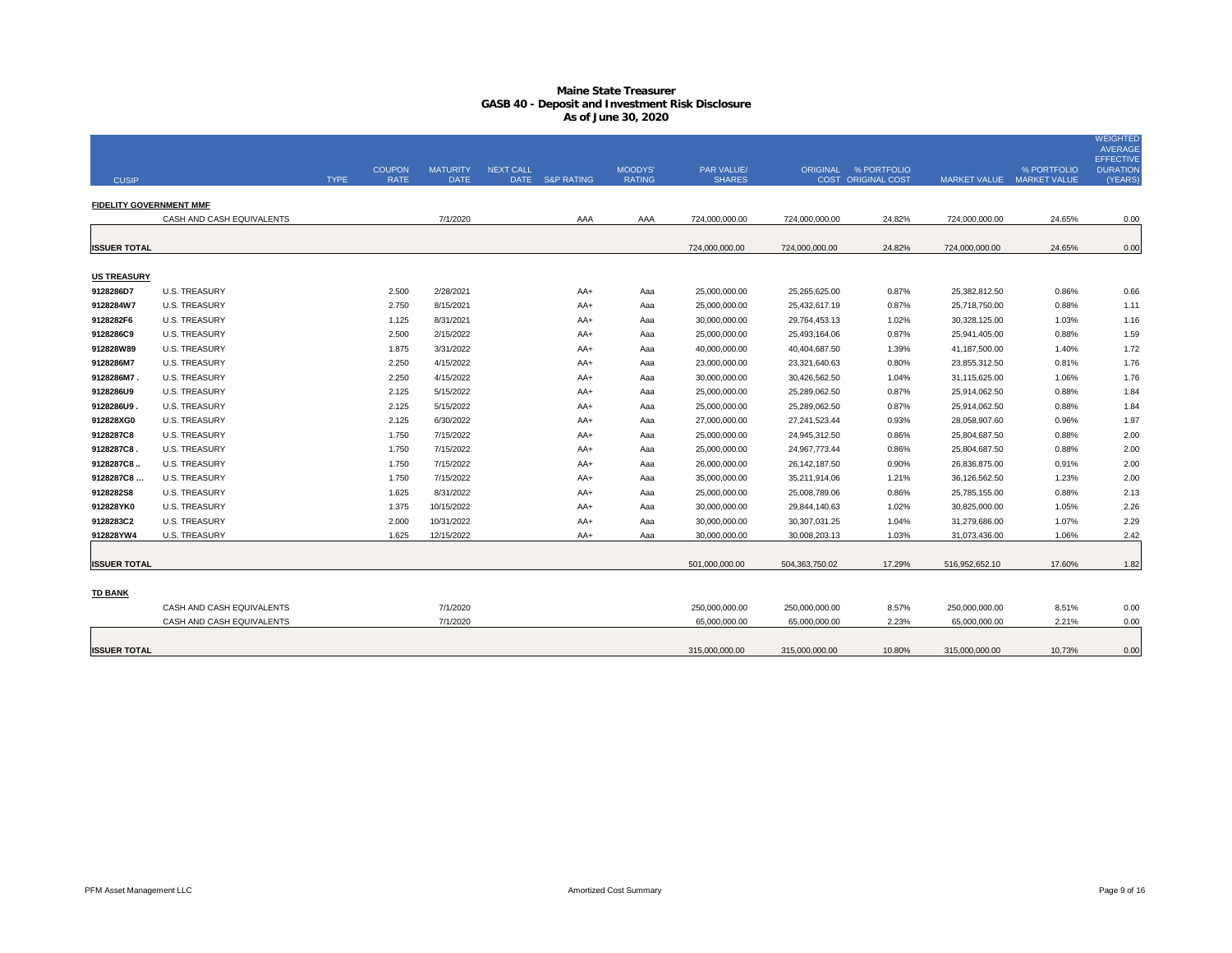# Maine State Treasurer
## GASB 40 - Deposit and Investment Risk Disclosure
### As of June 30, 2020

| CUSIP | | TYPE | COUPON RATE | MATURITY DATE | NEXT CALL DATE | S&P RATING | MOODYS' RATING | PAR VALUE/ SHARES | ORIGINAL COST | % PORTFOLIO ORIGINAL COST | MARKET VALUE | % PORTFOLIO MARKET VALUE | WEIGHTED AVERAGE EFFECTIVE DURATION (YEARS) |
|---|---|---|---|---|---|---|---|---|---|---|---|---|---|
| **FIDELITY GOVERNMENT MMF** | | | | | | | | | | | | | |
| | CASH AND CASH EQUIVALENTS | | | 7/1/2020 | | AAA | AAA | 724,000,000.00 | 724,000,000.00 | 24.82% | 724,000,000.00 | 24.65% | 0.00 |
| **ISSUER TOTAL** | | | | | | | | 724,000,000.00 | 724,000,000.00 | 24.82% | 724,000,000.00 | 24.65% | 0.00 |
| **US TREASURY** | | | | | | | | | | | | | |
| 9128286D7 | U.S. TREASURY | | 2.500 | 2/28/2021 | | AA+ | Aaa | 25,000,000.00 | 25,265,625.00 | 0.87% | 25,382,812.50 | 0.86% | 0.66 |
| 9128284W7 | U.S. TREASURY | | 2.750 | 8/15/2021 | | AA+ | Aaa | 25,000,000.00 | 25,432,617.19 | 0.87% | 25,718,750.00 | 0.88% | 1.11 |
| 9128282F6 | U.S. TREASURY | | 1.125 | 8/31/2021 | | AA+ | Aaa | 30,000,000.00 | 29,764,453.13 | 1.02% | 30,328,125.00 | 1.03% | 1.16 |
| 9128286C9 | U.S. TREASURY | | 2.500 | 2/15/2022 | | AA+ | Aaa | 25,000,000.00 | 25,493,164.06 | 0.87% | 25,941,405.00 | 0.88% | 1.59 |
| 912828W89 | U.S. TREASURY | | 1.875 | 3/31/2022 | | AA+ | Aaa | 40,000,000.00 | 40,404,687.50 | 1.39% | 41,187,500.00 | 1.40% | 1.72 |
| 9128286M7 | U.S. TREASURY | | 2.250 | 4/15/2022 | | AA+ | Aaa | 23,000,000.00 | 23,321,640.63 | 0.80% | 23,855,312.50 | 0.81% | 1.76 |
| 9128286M7 . | U.S. TREASURY | | 2.250 | 4/15/2022 | | AA+ | Aaa | 30,000,000.00 | 30,426,562.50 | 1.04% | 31,115,625.00 | 1.06% | 1.76 |
| 9128286U9 | U.S. TREASURY | | 2.125 | 5/15/2022 | | AA+ | Aaa | 25,000,000.00 | 25,289,062.50 | 0.87% | 25,914,062.50 | 0.88% | 1.84 |
| 9128286U9 . | U.S. TREASURY | | 2.125 | 5/15/2022 | | AA+ | Aaa | 25,000,000.00 | 25,289,062.50 | 0.87% | 25,914,062.50 | 0.88% | 1.84 |
| 912828XG0 | U.S. TREASURY | | 2.125 | 6/30/2022 | | AA+ | Aaa | 27,000,000.00 | 27,241,523.44 | 0.93% | 28,058,907.60 | 0.96% | 1.97 |
| 9128287C8 | U.S. TREASURY | | 1.750 | 7/15/2022 | | AA+ | Aaa | 25,000,000.00 | 24,945,312.50 | 0.86% | 25,804,687.50 | 0.88% | 2.00 |
| 9128287C8 . | U.S. TREASURY | | 1.750 | 7/15/2022 | | AA+ | Aaa | 25,000,000.00 | 24,967,773.44 | 0.86% | 25,804,687.50 | 0.88% | 2.00 |
| 9128287C8 .. | U.S. TREASURY | | 1.750 | 7/15/2022 | | AA+ | Aaa | 26,000,000.00 | 26,142,187.50 | 0.90% | 26,836,875.00 | 0.91% | 2.00 |
| 9128287C8 ... | U.S. TREASURY | | 1.750 | 7/15/2022 | | AA+ | Aaa | 35,000,000.00 | 35,211,914.06 | 1.21% | 36,126,562.50 | 1.23% | 2.00 |
| 9128282S8 | U.S. TREASURY | | 1.625 | 8/31/2022 | | AA+ | Aaa | 25,000,000.00 | 25,008,789.06 | 0.86% | 25,785,155.00 | 0.88% | 2.13 |
| 912828YK0 | U.S. TREASURY | | 1.375 | 10/15/2022 | | AA+ | Aaa | 30,000,000.00 | 29,844,140.63 | 1.02% | 30,825,000.00 | 1.05% | 2.26 |
| 9128283C2 | U.S. TREASURY | | 2.000 | 10/31/2022 | | AA+ | Aaa | 30,000,000.00 | 30,307,031.25 | 1.04% | 31,279,686.00 | 1.07% | 2.29 |
| 912828YW4 | U.S. TREASURY | | 1.625 | 12/15/2022 | | AA+ | Aaa | 30,000,000.00 | 30,008,203.13 | 1.03% | 31,073,436.00 | 1.06% | 2.42 |
| **ISSUER TOTAL** | | | | | | | | 501,000,000.00 | 504,363,750.02 | 17.29% | 516,952,652.10 | 17.60% | 1.82 |
| **TD BANK** | | | | | | | | | | | | | |
| | CASH AND CASH EQUIVALENTS | | | 7/1/2020 | | | | 250,000,000.00 | 250,000,000.00 | 8.57% | 250,000,000.00 | 8.51% | 0.00 |
| | CASH AND CASH EQUIVALENTS | | | 7/1/2020 | | | | 65,000,000.00 | 65,000,000.00 | 2.23% | 65,000,000.00 | 2.21% | 0.00 |
| **ISSUER TOTAL** | | | | | | | | 315,000,000.00 | 315,000,000.00 | 10.80% | 315,000,000.00 | 10.73% | 0.00 |

PFM Asset Management LLC — Amortized Cost Summary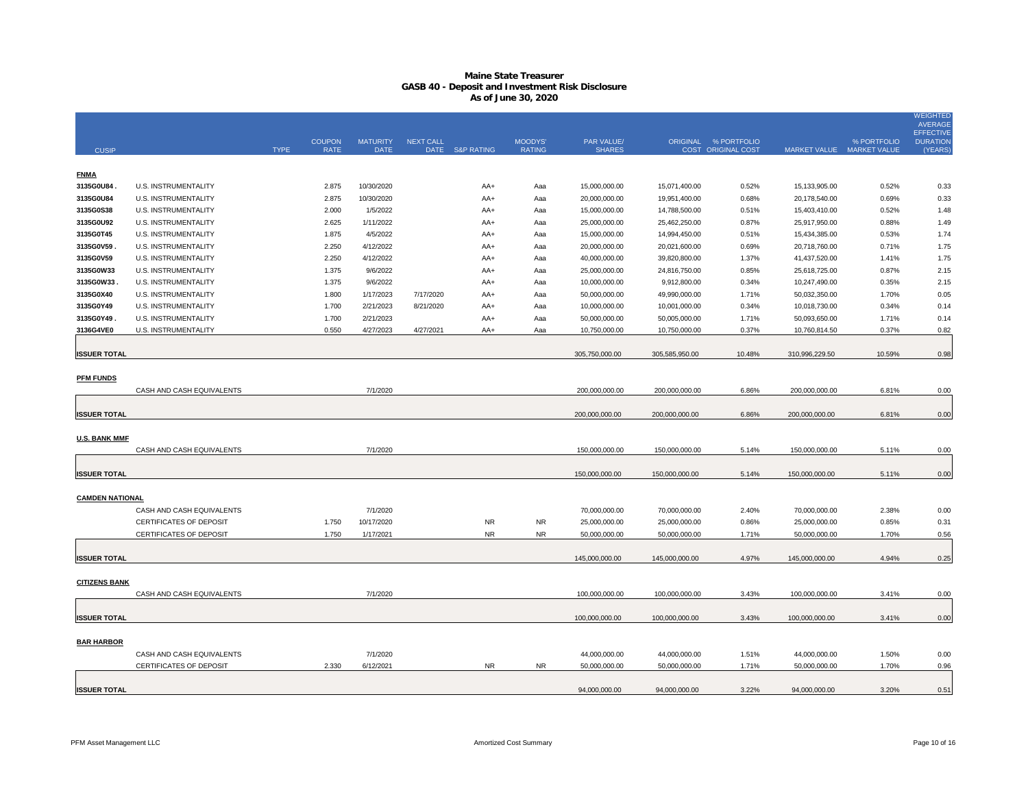# Maine State Treasurer
## GASB 40 - Deposit and Investment Risk Disclosure
### As of June 30, 2020

| CUSIP | | TYPE | COUPON RATE | MATURITY DATE | NEXT CALL DATE | S&P RATING | MOODYS' RATING | PAR VALUE/ SHARES | ORIGINAL COST | % PORTFOLIO ORIGINAL COST | MARKET VALUE | % PORTFOLIO MARKET VALUE | WEIGHTED AVERAGE EFFECTIVE DURATION (YEARS) |
|---|---|---|---|---|---|---|---|---|---|---|---|---|---|
| **FNMA** | | | | | | | | | | | | | |
| 3135G0U84 . | U.S. INSTRUMENTALITY | | 2.875 | 10/30/2020 | | AA+ | Aaa | 15,000,000.00 | 15,071,400.00 | 0.52% | 15,133,905.00 | 0.52% | 0.33 |
| 3135G0U84 | U.S. INSTRUMENTALITY | | 2.875 | 10/30/2020 | | AA+ | Aaa | 20,000,000.00 | 19,951,400.00 | 0.68% | 20,178,540.00 | 0.69% | 0.33 |
| 3135G0S38 | U.S. INSTRUMENTALITY | | 2.000 | 1/5/2022 | | AA+ | Aaa | 15,000,000.00 | 14,788,500.00 | 0.51% | 15,403,410.00 | 0.52% | 1.48 |
| 3135G0U92 | U.S. INSTRUMENTALITY | | 2.625 | 1/11/2022 | | AA+ | Aaa | 25,000,000.00 | 25,462,250.00 | 0.87% | 25,917,950.00 | 0.88% | 1.49 |
| 3135G0T45 | U.S. INSTRUMENTALITY | | 1.875 | 4/5/2022 | | AA+ | Aaa | 15,000,000.00 | 14,994,450.00 | 0.51% | 15,434,385.00 | 0.53% | 1.74 |
| 3135G0V59 . | U.S. INSTRUMENTALITY | | 2.250 | 4/12/2022 | | AA+ | Aaa | 20,000,000.00 | 20,021,600.00 | 0.69% | 20,718,760.00 | 0.71% | 1.75 |
| 3135G0V59 | U.S. INSTRUMENTALITY | | 2.250 | 4/12/2022 | | AA+ | Aaa | 40,000,000.00 | 39,820,800.00 | 1.37% | 41,437,520.00 | 1.41% | 1.75 |
| 3135G0W33 | U.S. INSTRUMENTALITY | | 1.375 | 9/6/2022 | | AA+ | Aaa | 25,000,000.00 | 24,816,750.00 | 0.85% | 25,618,725.00 | 0.87% | 2.15 |
| 3135G0W33 . | U.S. INSTRUMENTALITY | | 1.375 | 9/6/2022 | | AA+ | Aaa | 10,000,000.00 | 9,912,800.00 | 0.34% | 10,247,490.00 | 0.35% | 2.15 |
| 3135G0X40 | U.S. INSTRUMENTALITY | | 1.800 | 1/17/2023 | 7/17/2020 | AA+ | Aaa | 50,000,000.00 | 49,990,000.00 | 1.71% | 50,032,350.00 | 1.70% | 0.05 |
| 3135G0Y49 | U.S. INSTRUMENTALITY | | 1.700 | 2/21/2023 | 8/21/2020 | AA+ | Aaa | 10,000,000.00 | 10,001,000.00 | 0.34% | 10,018,730.00 | 0.34% | 0.14 |
| 3135G0Y49 . | U.S. INSTRUMENTALITY | | 1.700 | 2/21/2023 | | AA+ | Aaa | 50,000,000.00 | 50,005,000.00 | 1.71% | 50,093,650.00 | 1.71% | 0.14 |
| 3136G4VE0 | U.S. INSTRUMENTALITY | | 0.550 | 4/27/2023 | 4/27/2021 | AA+ | Aaa | 10,750,000.00 | 10,750,000.00 | 0.37% | 10,760,814.50 | 0.37% | 0.82 |
| **ISSUER TOTAL** | | | | | | | | 305,750,000.00 | 305,585,950.00 | 10.48% | 310,996,229.50 | 10.59% | 0.98 |
| **PFM FUNDS** | | | | | | | | | | | | | |
| | CASH AND CASH EQUIVALENTS | | | 7/1/2020 | | | | 200,000,000.00 | 200,000,000.00 | 6.86% | 200,000,000.00 | 6.81% | 0.00 |
| **ISSUER TOTAL** | | | | | | | | 200,000,000.00 | 200,000,000.00 | 6.86% | 200,000,000.00 | 6.81% | 0.00 |
| **U.S. BANK MMF** | | | | | | | | | | | | | |
| | CASH AND CASH EQUIVALENTS | | | 7/1/2020 | | | | 150,000,000.00 | 150,000,000.00 | 5.14% | 150,000,000.00 | 5.11% | 0.00 |
| **ISSUER TOTAL** | | | | | | | | 150,000,000.00 | 150,000,000.00 | 5.14% | 150,000,000.00 | 5.11% | 0.00 |
| **CAMDEN NATIONAL** | | | | | | | | | | | | | |
| | CASH AND CASH EQUIVALENTS | | | 7/1/2020 | | | | 70,000,000.00 | 70,000,000.00 | 2.40% | 70,000,000.00 | 2.38% | 0.00 |
| | CERTIFICATES OF DEPOSIT | | 1.750 | 10/17/2020 | | NR | NR | 25,000,000.00 | 25,000,000.00 | 0.86% | 25,000,000.00 | 0.85% | 0.31 |
| | CERTIFICATES OF DEPOSIT | | 1.750 | 1/17/2021 | | NR | NR | 50,000,000.00 | 50,000,000.00 | 1.71% | 50,000,000.00 | 1.70% | 0.56 |
| **ISSUER TOTAL** | | | | | | | | 145,000,000.00 | 145,000,000.00 | 4.97% | 145,000,000.00 | 4.94% | 0.25 |
| **CITIZENS BANK** | | | | | | | | | | | | | |
| | CASH AND CASH EQUIVALENTS | | | 7/1/2020 | | | | 100,000,000.00 | 100,000,000.00 | 3.43% | 100,000,000.00 | 3.41% | 0.00 |
| **ISSUER TOTAL** | | | | | | | | 100,000,000.00 | 100,000,000.00 | 3.43% | 100,000,000.00 | 3.41% | 0.00 |
| **BAR HARBOR** | | | | | | | | | | | | | |
| | CASH AND CASH EQUIVALENTS | | | 7/1/2020 | | | | 44,000,000.00 | 44,000,000.00 | 1.51% | 44,000,000.00 | 1.50% | 0.00 |
| | CERTIFICATES OF DEPOSIT | | 2.330 | 6/12/2021 | | NR | NR | 50,000,000.00 | 50,000,000.00 | 1.71% | 50,000,000.00 | 1.70% | 0.96 |
| **ISSUER TOTAL** | | | | | | | | 94,000,000.00 | 94,000,000.00 | 3.22% | 94,000,000.00 | 3.20% | 0.51 |

PFM Asset Management LLC | Amortized Cost Summary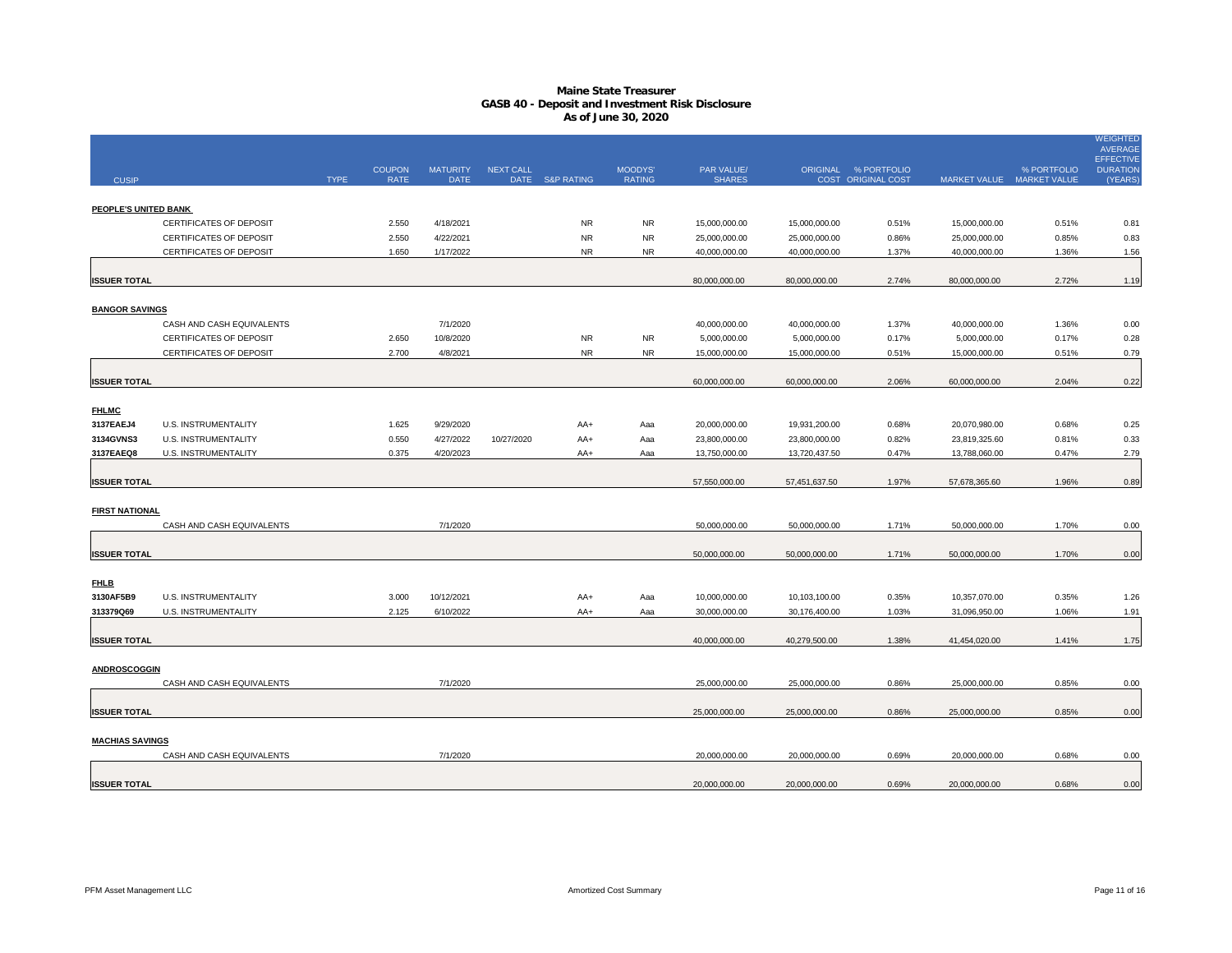# Maine State Treasurer
## GASB 40 - Deposit and Investment Risk Disclosure
### As of June 30, 2020

| CUSIP | | TYPE | COUPON RATE | MATURITY DATE | NEXT CALL DATE | S&P RATING | MOODYS' RATING | PAR VALUE/ SHARES | ORIGINAL COST | % PORTFOLIO ORIGINAL COST | MARKET VALUE | % PORTFOLIO MARKET VALUE | WEIGHTED AVERAGE EFFECTIVE DURATION (YEARS) |
|---|---|---|---|---|---|---|---|---|---|---|---|---|---|
| **PEOPLE'S UNITED BANK** | | | | | | | | | | | | | |
| | CERTIFICATES OF DEPOSIT | | 2.550 | 4/18/2021 | | NR | NR | 15,000,000.00 | 15,000,000.00 | 0.51% | 15,000,000.00 | 0.51% | 0.81 |
| | CERTIFICATES OF DEPOSIT | | 2.550 | 4/22/2021 | | NR | NR | 25,000,000.00 | 25,000,000.00 | 0.86% | 25,000,000.00 | 0.85% | 0.83 |
| | CERTIFICATES OF DEPOSIT | | 1.650 | 1/17/2022 | | NR | NR | 40,000,000.00 | 40,000,000.00 | 1.37% | 40,000,000.00 | 1.36% | 1.56 |
| **ISSUER TOTAL** | | | | | | | | 80,000,000.00 | 80,000,000.00 | 2.74% | 80,000,000.00 | 2.72% | 1.19 |
| **BANGOR SAVINGS** | | | | | | | | | | | | | |
| | CASH AND CASH EQUIVALENTS | | | 7/1/2020 | | | | 40,000,000.00 | 40,000,000.00 | 1.37% | 40,000,000.00 | 1.36% | 0.00 |
| | CERTIFICATES OF DEPOSIT | | 2.650 | 10/8/2020 | | NR | NR | 5,000,000.00 | 5,000,000.00 | 0.17% | 5,000,000.00 | 0.17% | 0.28 |
| | CERTIFICATES OF DEPOSIT | | 2.700 | 4/8/2021 | | NR | NR | 15,000,000.00 | 15,000,000.00 | 0.51% | 15,000,000.00 | 0.51% | 0.79 |
| **ISSUER TOTAL** | | | | | | | | 60,000,000.00 | 60,000,000.00 | 2.06% | 60,000,000.00 | 2.04% | 0.22 |
| **FHLMC** | | | | | | | | | | | | | |
| 3137EAEJ4 | U.S. INSTRUMENTALITY | | 1.625 | 9/29/2020 | | AA+ | Aaa | 20,000,000.00 | 19,931,200.00 | 0.68% | 20,070,980.00 | 0.68% | 0.25 |
| 3134GVNS3 | U.S. INSTRUMENTALITY | | 0.550 | 4/27/2022 | 10/27/2020 | AA+ | Aaa | 23,800,000.00 | 23,800,000.00 | 0.82% | 23,819,325.60 | 0.81% | 0.33 |
| 3137EAEQ8 | U.S. INSTRUMENTALITY | | 0.375 | 4/20/2023 | | AA+ | Aaa | 13,750,000.00 | 13,720,437.50 | 0.47% | 13,788,060.00 | 0.47% | 2.79 |
| **ISSUER TOTAL** | | | | | | | | 57,550,000.00 | 57,451,637.50 | 1.97% | 57,678,365.60 | 1.96% | 0.89 |
| **FIRST NATIONAL** | | | | | | | | | | | | | |
| | CASH AND CASH EQUIVALENTS | | | 7/1/2020 | | | | 50,000,000.00 | 50,000,000.00 | 1.71% | 50,000,000.00 | 1.70% | 0.00 |
| **ISSUER TOTAL** | | | | | | | | 50,000,000.00 | 50,000,000.00 | 1.71% | 50,000,000.00 | 1.70% | 0.00 |
| **FHLB** | | | | | | | | | | | | | |
| 3130AF5B9 | U.S. INSTRUMENTALITY | | 3.000 | 10/12/2021 | | AA+ | Aaa | 10,000,000.00 | 10,103,100.00 | 0.35% | 10,357,070.00 | 0.35% | 1.26 |
| 313379Q69 | U.S. INSTRUMENTALITY | | 2.125 | 6/10/2022 | | AA+ | Aaa | 30,000,000.00 | 30,176,400.00 | 1.03% | 31,096,950.00 | 1.06% | 1.91 |
| **ISSUER TOTAL** | | | | | | | | 40,000,000.00 | 40,279,500.00 | 1.38% | 41,454,020.00 | 1.41% | 1.75 |
| **ANDROSCOGGIN** | | | | | | | | | | | | | |
| | CASH AND CASH EQUIVALENTS | | | 7/1/2020 | | | | 25,000,000.00 | 25,000,000.00 | 0.86% | 25,000,000.00 | 0.85% | 0.00 |
| **ISSUER TOTAL** | | | | | | | | 25,000,000.00 | 25,000,000.00 | 0.86% | 25,000,000.00 | 0.85% | 0.00 |
| **MACHIAS SAVINGS** | | | | | | | | | | | | | |
| | CASH AND CASH EQUIVALENTS | | | 7/1/2020 | | | | 20,000,000.00 | 20,000,000.00 | 0.69% | 20,000,000.00 | 0.68% | 0.00 |
| **ISSUER TOTAL** | | | | | | | | 20,000,000.00 | 20,000,000.00 | 0.69% | 20,000,000.00 | 0.68% | 0.00 |

PFM Asset Management LLC — Amortized Cost Summary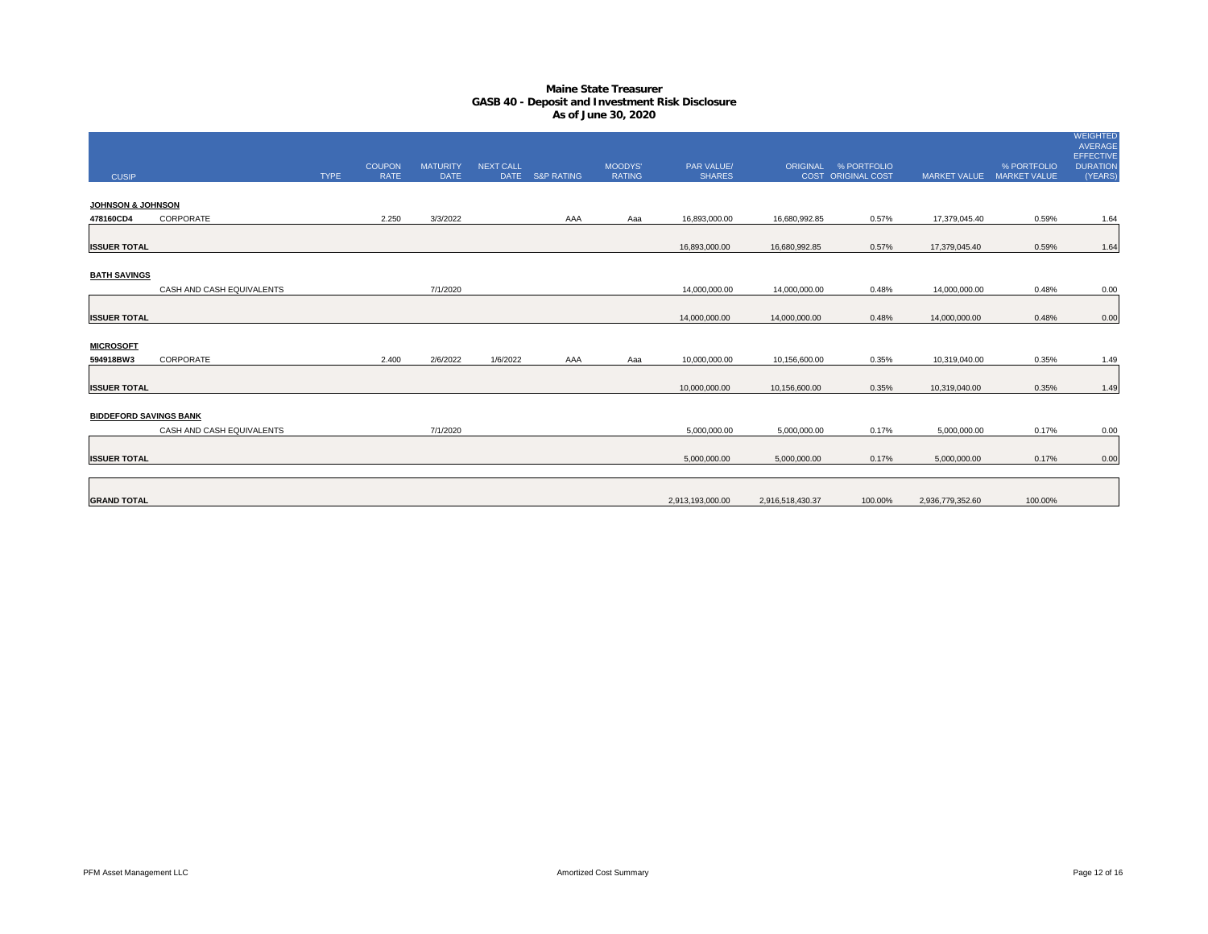# Maine State Treasurer
## GASB 40 - Deposit and Investment Risk Disclosure
### As of June 30, 2020

| CUSIP | | TYPE | COUPON RATE | MATURITY DATE | NEXT CALL DATE | S&P RATING | MOODYS' RATING | PAR VALUE/ SHARES | ORIGINAL COST | % PORTFOLIO ORIGINAL COST | MARKET VALUE | % PORTFOLIO MARKET VALUE | WEIGHTED AVERAGE EFFECTIVE DURATION (YEARS) |
|---|---|---|---|---|---|---|---|---|---|---|---|---|---|
| **JOHNSON & JOHNSON** | | | | | | | | | | | | | |
| **478160CD4** | CORPORATE | | 2.250 | 3/3/2022 | | AAA | Aaa | 16,893,000.00 | 16,680,992.85 | 0.57% | 17,379,045.40 | 0.59% | 1.64 |
| **ISSUER TOTAL** | | | | | | | | 16,893,000.00 | 16,680,992.85 | 0.57% | 17,379,045.40 | 0.59% | 1.64 |
| **BATH SAVINGS** | | | | | | | | | | | | | |
| | CASH AND CASH EQUIVALENTS | | | 7/1/2020 | | | | 14,000,000.00 | 14,000,000.00 | 0.48% | 14,000,000.00 | 0.48% | 0.00 |
| **ISSUER TOTAL** | | | | | | | | 14,000,000.00 | 14,000,000.00 | 0.48% | 14,000,000.00 | 0.48% | 0.00 |
| **MICROSOFT** | | | | | | | | | | | | | |
| **594918BW3** | CORPORATE | | 2.400 | 2/6/2022 | 1/6/2022 | AAA | Aaa | 10,000,000.00 | 10,156,600.00 | 0.35% | 10,319,040.00 | 0.35% | 1.49 |
| **ISSUER TOTAL** | | | | | | | | 10,000,000.00 | 10,156,600.00 | 0.35% | 10,319,040.00 | 0.35% | 1.49 |
| **BIDDEFORD SAVINGS BANK** | | | | | | | | | | | | | |
| | CASH AND CASH EQUIVALENTS | | | 7/1/2020 | | | | 5,000,000.00 | 5,000,000.00 | 0.17% | 5,000,000.00 | 0.17% | 0.00 |
| **ISSUER TOTAL** | | | | | | | | 5,000,000.00 | 5,000,000.00 | 0.17% | 5,000,000.00 | 0.17% | 0.00 |
| **GRAND TOTAL** | | | | | | | | 2,913,193,000.00 | 2,916,518,430.37 | 100.00% | 2,936,779,352.60 | 100.00% | |

PFM Asset Management LLC

Amortized Cost Summary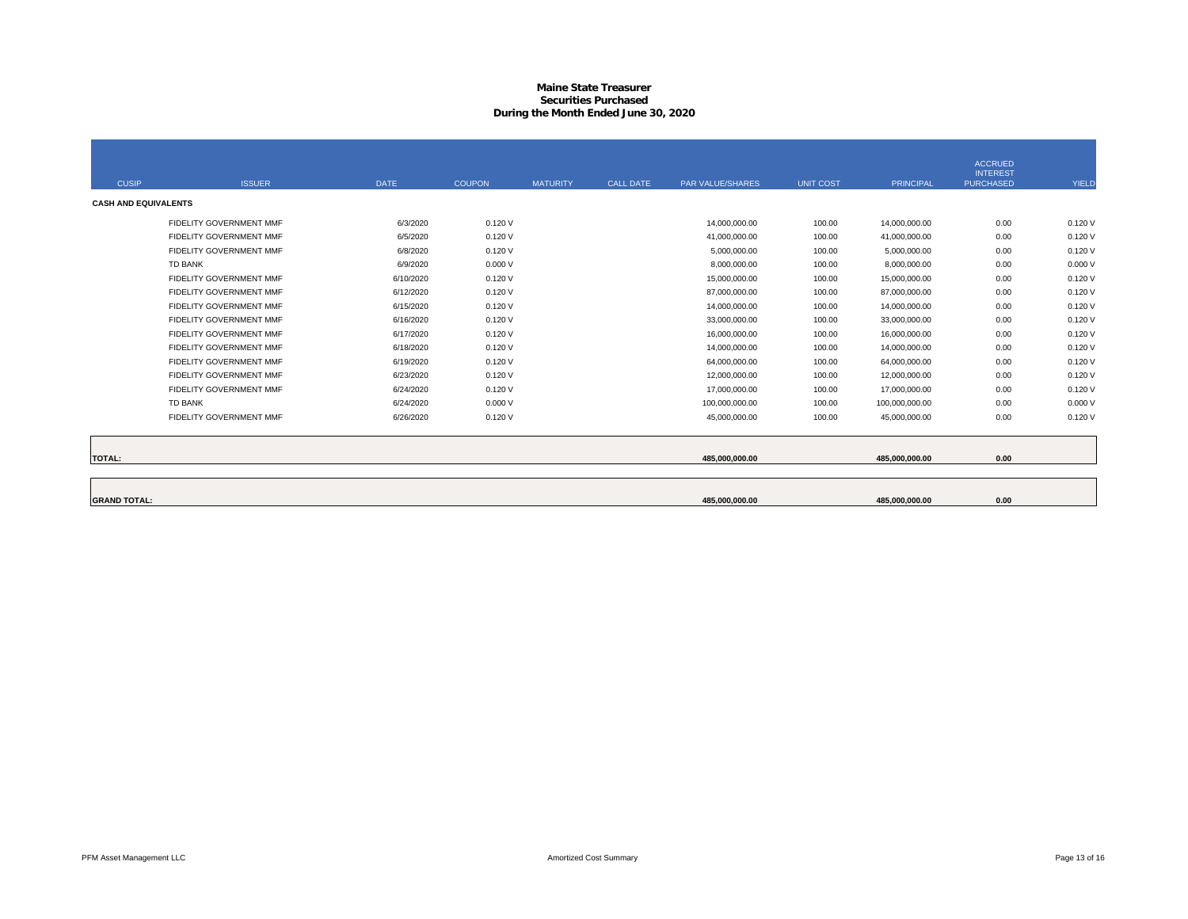# Maine State Treasurer
## Securities Purchased
## During the Month Ended June 30, 2020

| CUSIP | ISSUER | DATE | COUPON | MATURITY | CALL DATE | PAR VALUE/SHARES | UNIT COST | PRINCIPAL | ACCRUED INTEREST PURCHASED | YIELD |
|---|---|---|---|---|---|---|---|---|---|---|
| **CASH AND EQUIVALENTS** | | | | | | | | | | |
| | FIDELITY GOVERNMENT MMF | 6/3/2020 | 0.120 V | | | 14,000,000.00 | 100.00 | 14,000,000.00 | 0.00 | 0.120 V |
| | FIDELITY GOVERNMENT MMF | 6/5/2020 | 0.120 V | | | 41,000,000.00 | 100.00 | 41,000,000.00 | 0.00 | 0.120 V |
| | FIDELITY GOVERNMENT MMF | 6/8/2020 | 0.120 V | | | 5,000,000.00 | 100.00 | 5,000,000.00 | 0.00 | 0.120 V |
| | TD BANK | 6/9/2020 | 0.000 V | | | 8,000,000.00 | 100.00 | 8,000,000.00 | 0.00 | 0.000 V |
| | FIDELITY GOVERNMENT MMF | 6/10/2020 | 0.120 V | | | 15,000,000.00 | 100.00 | 15,000,000.00 | 0.00 | 0.120 V |
| | FIDELITY GOVERNMENT MMF | 6/12/2020 | 0.120 V | | | 87,000,000.00 | 100.00 | 87,000,000.00 | 0.00 | 0.120 V |
| | FIDELITY GOVERNMENT MMF | 6/15/2020 | 0.120 V | | | 14,000,000.00 | 100.00 | 14,000,000.00 | 0.00 | 0.120 V |
| | FIDELITY GOVERNMENT MMF | 6/16/2020 | 0.120 V | | | 33,000,000.00 | 100.00 | 33,000,000.00 | 0.00 | 0.120 V |
| | FIDELITY GOVERNMENT MMF | 6/17/2020 | 0.120 V | | | 16,000,000.00 | 100.00 | 16,000,000.00 | 0.00 | 0.120 V |
| | FIDELITY GOVERNMENT MMF | 6/18/2020 | 0.120 V | | | 14,000,000.00 | 100.00 | 14,000,000.00 | 0.00 | 0.120 V |
| | FIDELITY GOVERNMENT MMF | 6/19/2020 | 0.120 V | | | 64,000,000.00 | 100.00 | 64,000,000.00 | 0.00 | 0.120 V |
| | FIDELITY GOVERNMENT MMF | 6/23/2020 | 0.120 V | | | 12,000,000.00 | 100.00 | 12,000,000.00 | 0.00 | 0.120 V |
| | FIDELITY GOVERNMENT MMF | 6/24/2020 | 0.120 V | | | 17,000,000.00 | 100.00 | 17,000,000.00 | 0.00 | 0.120 V |
| | TD BANK | 6/24/2020 | 0.000 V | | | 100,000,000.00 | 100.00 | 100,000,000.00 | 0.00 | 0.000 V |
| | FIDELITY GOVERNMENT MMF | 6/26/2020 | 0.120 V | | | 45,000,000.00 | 100.00 | 45,000,000.00 | 0.00 | 0.120 V |
| **TOTAL:** | | | | | | **485,000,000.00** | | **485,000,000.00** | **0.00** | |
| **GRAND TOTAL:** | | | | | | **485,000,000.00** | | **485,000,000.00** | **0.00** | |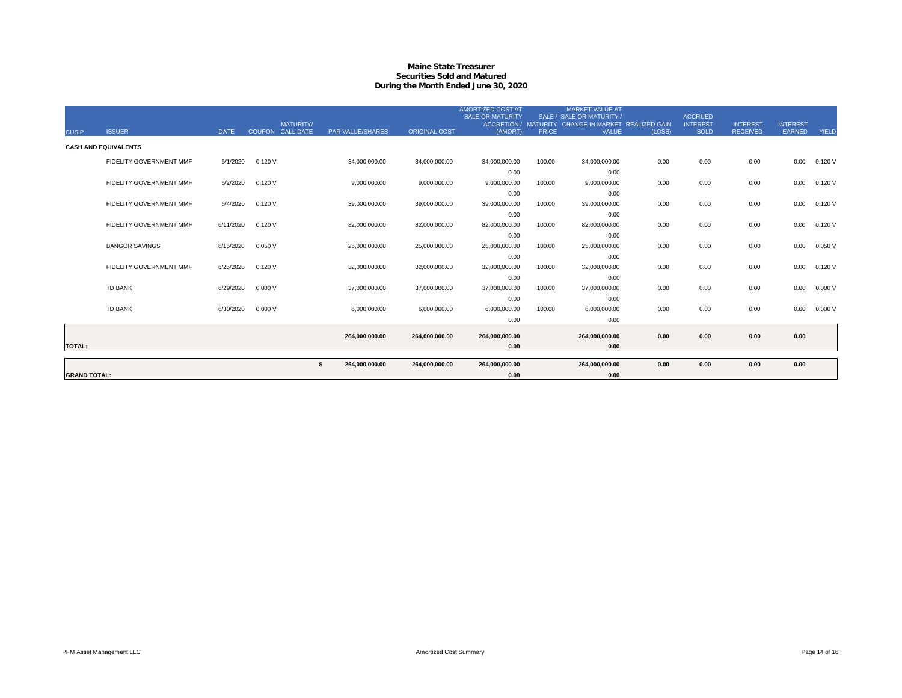# Maine State Treasurer
## Securities Sold and Matured
## During the Month Ended June 30, 2020

| CUSIP | ISSUER | DATE | COUPON | MATURITY/ CALL DATE | PAR VALUE/SHARES | ORIGINAL COST | AMORTIZED COST AT SALE OR MATURITY ACCRETION / (AMORT) | SALE / MATURITY PRICE | MARKET VALUE AT SALE OR MATURITY / CHANGE IN MARKET VALUE | REALIZED GAIN (LOSS) | ACCRUED INTEREST SOLD | INTEREST RECEIVED | INTEREST EARNED | YIELD |
|---|---|---|---|---|---|---|---|---|---|---|---|---|---|---|
| **CASH AND EQUIVALENTS** | | | | | | | | | | | | | | |
| | FIDELITY GOVERNMENT MMF | 6/1/2020 | 0.120 V | | 34,000,000.00 | 34,000,000.00 | 34,000,000.00 | 100.00 | 34,000,000.00 | 0.00 | 0.00 | 0.00 | 0.00 | 0.120 V |
| | | | | | | | 0.00 | | 0.00 | | | | | |
| | FIDELITY GOVERNMENT MMF | 6/2/2020 | 0.120 V | | 9,000,000.00 | 9,000,000.00 | 9,000,000.00 | 100.00 | 9,000,000.00 | 0.00 | 0.00 | 0.00 | 0.00 | 0.120 V |
| | | | | | | | 0.00 | | 0.00 | | | | | |
| | FIDELITY GOVERNMENT MMF | 6/4/2020 | 0.120 V | | 39,000,000.00 | 39,000,000.00 | 39,000,000.00 | 100.00 | 39,000,000.00 | 0.00 | 0.00 | 0.00 | 0.00 | 0.120 V |
| | | | | | | | 0.00 | | 0.00 | | | | | |
| | FIDELITY GOVERNMENT MMF | 6/11/2020 | 0.120 V | | 82,000,000.00 | 82,000,000.00 | 82,000,000.00 | 100.00 | 82,000,000.00 | 0.00 | 0.00 | 0.00 | 0.00 | 0.120 V |
| | | | | | | | 0.00 | | 0.00 | | | | | |
| | BANGOR SAVINGS | 6/15/2020 | 0.050 V | | 25,000,000.00 | 25,000,000.00 | 25,000,000.00 | 100.00 | 25,000,000.00 | 0.00 | 0.00 | 0.00 | 0.00 | 0.050 V |
| | | | | | | | 0.00 | | 0.00 | | | | | |
| | FIDELITY GOVERNMENT MMF | 6/25/2020 | 0.120 V | | 32,000,000.00 | 32,000,000.00 | 32,000,000.00 | 100.00 | 32,000,000.00 | 0.00 | 0.00 | 0.00 | 0.00 | 0.120 V |
| | | | | | | | 0.00 | | 0.00 | | | | | |
| | TD BANK | 6/29/2020 | 0.000 V | | 37,000,000.00 | 37,000,000.00 | 37,000,000.00 | 100.00 | 37,000,000.00 | 0.00 | 0.00 | 0.00 | 0.00 | 0.000 V |
| | | | | | | | 0.00 | | 0.00 | | | | | |
| | TD BANK | 6/30/2020 | 0.000 V | | 6,000,000.00 | 6,000,000.00 | 6,000,000.00 | 100.00 | 6,000,000.00 | 0.00 | 0.00 | 0.00 | 0.00 | 0.000 V |
| | | | | | | | 0.00 | | 0.00 | | | | | |
| | | | | | **264,000,000.00** | **264,000,000.00** | **264,000,000.00** | | **264,000,000.00** | **0.00** | **0.00** | **0.00** | **0.00** | |
| **TOTAL:** | | | | | | | **0.00** | | **0.00** | | | | | |
| | | | | | **$ 264,000,000.00** | **264,000,000.00** | **264,000,000.00** | | **264,000,000.00** | **0.00** | **0.00** | **0.00** | **0.00** | |
| **GRAND TOTAL:** | | | | | | | **0.00** | | **0.00** | | | | | |

PFM Asset Management LLC — Amortized Cost Summary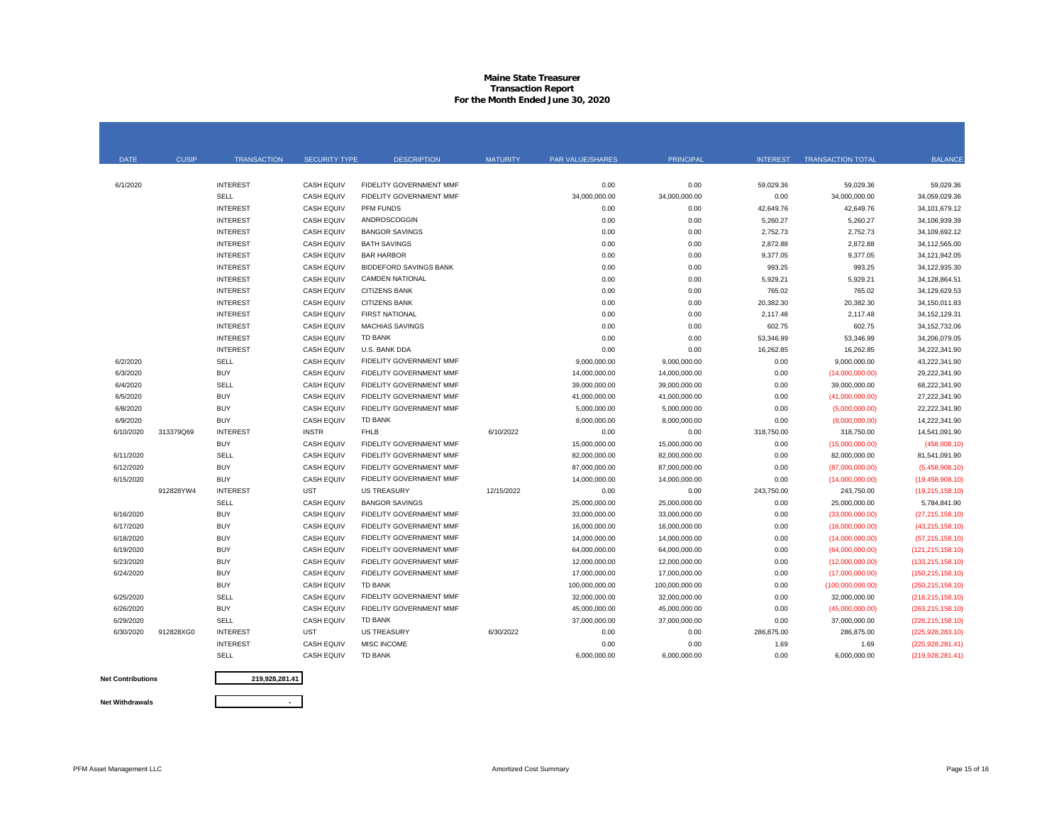# Maine State Treasurer
## Transaction Report
### For the Month Ended June 30, 2020

| DATE | CUSIP | TRANSACTION | SECURITY TYPE | DESCRIPTION | MATURITY | PAR VALUE/SHARES | PRINCIPAL | INTEREST | TRANSACTION TOTAL | BALANCE |
|---|---|---|---|---|---|---|---|---|---|---|
| 6/1/2020 | | INTEREST | CASH EQUIV | FIDELITY GOVERNMENT MMF | | 0.00 | 0.00 | 59,029.36 | 59,029.36 | 59,029.36 |
| | | SELL | CASH EQUIV | FIDELITY GOVERNMENT MMF | | 34,000,000.00 | 34,000,000.00 | 0.00 | 34,000,000.00 | 34,059,029.36 |
| | | INTEREST | CASH EQUIV | PFM FUNDS | | 0.00 | 0.00 | 42,649.76 | 42,649.76 | 34,101,679.12 |
| | | INTEREST | CASH EQUIV | ANDROSCOGGIN | | 0.00 | 0.00 | 5,260.27 | 5,260.27 | 34,106,939.39 |
| | | INTEREST | CASH EQUIV | BANGOR SAVINGS | | 0.00 | 0.00 | 2,752.73 | 2,752.73 | 34,109,692.12 |
| | | INTEREST | CASH EQUIV | BATH SAVINGS | | 0.00 | 0.00 | 2,872.88 | 2,872.88 | 34,112,565.00 |
| | | INTEREST | CASH EQUIV | BAR HARBOR | | 0.00 | 0.00 | 9,377.05 | 9,377.05 | 34,121,942.05 |
| | | INTEREST | CASH EQUIV | BIDDEFORD SAVINGS BANK | | 0.00 | 0.00 | 993.25 | 993.25 | 34,122,935.30 |
| | | INTEREST | CASH EQUIV | CAMDEN NATIONAL | | 0.00 | 0.00 | 5,929.21 | 5,929.21 | 34,128,864.51 |
| | | INTEREST | CASH EQUIV | CITIZENS BANK | | 0.00 | 0.00 | 765.02 | 765.02 | 34,129,629.53 |
| | | INTEREST | CASH EQUIV | CITIZENS BANK | | 0.00 | 0.00 | 20,382.30 | 20,382.30 | 34,150,011.83 |
| | | INTEREST | CASH EQUIV | FIRST NATIONAL | | 0.00 | 0.00 | 2,117.48 | 2,117.48 | 34,152,129.31 |
| | | INTEREST | CASH EQUIV | MACHIAS SAVINGS | | 0.00 | 0.00 | 602.75 | 602.75 | 34,152,732.06 |
| | | INTEREST | CASH EQUIV | TD BANK | | 0.00 | 0.00 | 53,346.99 | 53,346.99 | 34,206,079.05 |
| | | INTEREST | CASH EQUIV | U.S. BANK DDA | | 0.00 | 0.00 | 16,262.85 | 16,262.85 | 34,222,341.90 |
| 6/2/2020 | | SELL | CASH EQUIV | FIDELITY GOVERNMENT MMF | | 9,000,000.00 | 9,000,000.00 | 0.00 | 9,000,000.00 | 43,222,341.90 |
| 6/3/2020 | | BUY | CASH EQUIV | FIDELITY GOVERNMENT MMF | | 14,000,000.00 | 14,000,000.00 | 0.00 | (14,000,000.00) | 29,222,341.90 |
| 6/4/2020 | | SELL | CASH EQUIV | FIDELITY GOVERNMENT MMF | | 39,000,000.00 | 39,000,000.00 | 0.00 | 39,000,000.00 | 68,222,341.90 |
| 6/5/2020 | | BUY | CASH EQUIV | FIDELITY GOVERNMENT MMF | | 41,000,000.00 | 41,000,000.00 | 0.00 | (41,000,000.00) | 27,222,341.90 |
| 6/8/2020 | | BUY | CASH EQUIV | FIDELITY GOVERNMENT MMF | | 5,000,000.00 | 5,000,000.00 | 0.00 | (5,000,000.00) | 22,222,341.90 |
| 6/9/2020 | | BUY | CASH EQUIV | TD BANK | | 8,000,000.00 | 8,000,000.00 | 0.00 | (8,000,000.00) | 14,222,341.90 |
| 6/10/2020 | 313379Q69 | INTEREST | INSTR | FHLB | 6/10/2022 | 0.00 | 0.00 | 318,750.00 | 318,750.00 | 14,541,091.90 |
| | | BUY | CASH EQUIV | FIDELITY GOVERNMENT MMF | | 15,000,000.00 | 15,000,000.00 | 0.00 | (15,000,000.00) | (458,908.10) |
| 6/11/2020 | | SELL | CASH EQUIV | FIDELITY GOVERNMENT MMF | | 82,000,000.00 | 82,000,000.00 | 0.00 | 82,000,000.00 | 81,541,091.90 |
| 6/12/2020 | | BUY | CASH EQUIV | FIDELITY GOVERNMENT MMF | | 87,000,000.00 | 87,000,000.00 | 0.00 | (87,000,000.00) | (5,458,908.10) |
| 6/15/2020 | | BUY | CASH EQUIV | FIDELITY GOVERNMENT MMF | | 14,000,000.00 | 14,000,000.00 | 0.00 | (14,000,000.00) | (19,458,908.10) |
| | 912828YW4 | INTEREST | UST | US TREASURY | 12/15/2022 | 0.00 | 0.00 | 243,750.00 | 243,750.00 | (19,215,158.10) |
| | | SELL | CASH EQUIV | BANGOR SAVINGS | | 25,000,000.00 | 25,000,000.00 | 0.00 | 25,000,000.00 | 5,784,841.90 |
| 6/16/2020 | | BUY | CASH EQUIV | FIDELITY GOVERNMENT MMF | | 33,000,000.00 | 33,000,000.00 | 0.00 | (33,000,000.00) | (27,215,158.10) |
| 6/17/2020 | | BUY | CASH EQUIV | FIDELITY GOVERNMENT MMF | | 16,000,000.00 | 16,000,000.00 | 0.00 | (16,000,000.00) | (43,215,158.10) |
| 6/18/2020 | | BUY | CASH EQUIV | FIDELITY GOVERNMENT MMF | | 14,000,000.00 | 14,000,000.00 | 0.00 | (14,000,000.00) | (57,215,158.10) |
| 6/19/2020 | | BUY | CASH EQUIV | FIDELITY GOVERNMENT MMF | | 64,000,000.00 | 64,000,000.00 | 0.00 | (64,000,000.00) | (121,215,158.10) |
| 6/23/2020 | | BUY | CASH EQUIV | FIDELITY GOVERNMENT MMF | | 12,000,000.00 | 12,000,000.00 | 0.00 | (12,000,000.00) | (133,215,158.10) |
| 6/24/2020 | | BUY | CASH EQUIV | FIDELITY GOVERNMENT MMF | | 17,000,000.00 | 17,000,000.00 | 0.00 | (17,000,000.00) | (150,215,158.10) |
| | | BUY | CASH EQUIV | TD BANK | | 100,000,000.00 | 100,000,000.00 | 0.00 | (100,000,000.00) | (250,215,158.10) |
| 6/25/2020 | | SELL | CASH EQUIV | FIDELITY GOVERNMENT MMF | | 32,000,000.00 | 32,000,000.00 | 0.00 | 32,000,000.00 | (218,215,158.10) |
| 6/26/2020 | | BUY | CASH EQUIV | FIDELITY GOVERNMENT MMF | | 45,000,000.00 | 45,000,000.00 | 0.00 | (45,000,000.00) | (263,215,158.10) |
| 6/29/2020 | | SELL | CASH EQUIV | TD BANK | | 37,000,000.00 | 37,000,000.00 | 0.00 | 37,000,000.00 | (226,215,158.10) |
| 6/30/2020 | 912828XG0 | INTEREST | UST | US TREASURY | 6/30/2022 | 0.00 | 0.00 | 286,875.00 | 286,875.00 | (225,928,283.10) |
| | | INTEREST | CASH EQUIV | MISC INCOME | | 0.00 | 0.00 | 1.69 | 1.69 | (225,928,281.41) |
| | | SELL | CASH EQUIV | TD BANK | | 6,000,000.00 | 6,000,000.00 | 0.00 | 6,000,000.00 | (219,928,281.41) |

**Net Contributions** 219,928,281.41

**Net Withdrawals** -

PFM Asset Management LLC — Amortized Cost Summary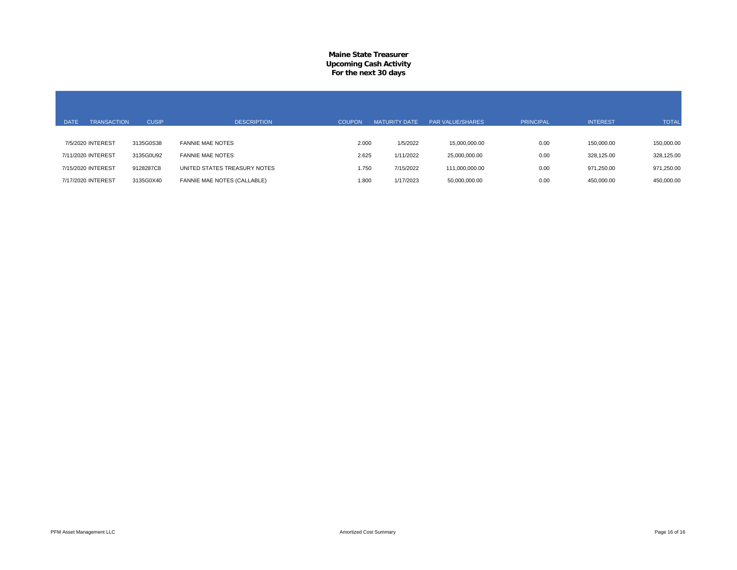**Maine State Treasurer**
**Upcoming Cash Activity**
**For the next 30 days**

| DATE | TRANSACTION | CUSIP | DESCRIPTION | COUPON | MATURITY DATE | PAR VALUE/SHARES | PRINCIPAL | INTEREST | TOTAL |
|---|---|---|---|---|---|---|---|---|---|
| 7/5/2020 | INTEREST | 3135G0S38 | FANNIE MAE NOTES | 2.000 | 1/5/2022 | 15,000,000.00 | 0.00 | 150,000.00 | 150,000.00 |
| 7/11/2020 | INTEREST | 3135G0U92 | FANNIE MAE NOTES | 2.625 | 1/11/2022 | 25,000,000.00 | 0.00 | 328,125.00 | 328,125.00 |
| 7/15/2020 | INTEREST | 9128287C8 | UNITED STATES TREASURY NOTES | 1.750 | 7/15/2022 | 111,000,000.00 | 0.00 | 971,250.00 | 971,250.00 |
| 7/17/2020 | INTEREST | 3135G0X40 | FANNIE MAE NOTES (CALLABLE) | 1.800 | 1/17/2023 | 50,000,000.00 | 0.00 | 450,000.00 | 450,000.00 |

PFM Asset Management LLC

Amortized Cost Summary